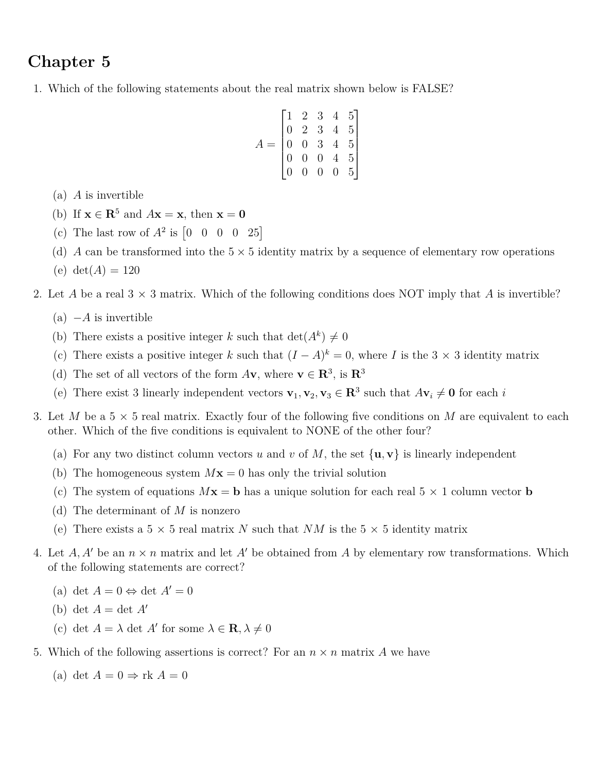# Chapter 5

1. Which of the following statements about the real matrix shown below is FALSE?

$$A = \begin{bmatrix} 1 & 2 & 3 & 4 & 5 \\ 0 & 2 & 3 & 4 & 5 \\ 0 & 0 & 3 & 4 & 5 \\ 0 & 0 & 0 & 4 & 5 \\ 0 & 0 & 0 & 0 & 5 \end{bmatrix}$$

   (a) $A$ is invertible

   (b) If $\mathbf{x} \in \mathbf{R}^5$ and $A\mathbf{x} = \mathbf{x}$, then $\mathbf{x} = \mathbf{0}$

   (c) The last row of $A^2$ is $\begin{bmatrix} 0 & 0 & 0 & 0 & 25 \end{bmatrix}$

   (d) $A$ can be transformed into the $5 \times 5$ identity matrix by a sequence of elementary row operations

   (e) $\det(A) = 120$

2. Let $A$ be a real $3 \times 3$ matrix. Which of the following conditions does NOT imply that $A$ is invertible?

   (a) $-A$ is invertible

   (b) There exists a positive integer $k$ such that $\det(A^k) \neq 0$

   (c) There exists a positive integer $k$ such that $(I - A)^k = 0$, where $I$ is the $3 \times 3$ identity matrix

   (d) The set of all vectors of the form $A\mathbf{v}$, where $\mathbf{v} \in \mathbf{R}^3$, is $\mathbf{R}^3$

   (e) There exist 3 linearly independent vectors $\mathbf{v}_1, \mathbf{v}_2, \mathbf{v}_3 \in \mathbf{R}^3$ such that $A\mathbf{v}_i \neq \mathbf{0}$ for each $i$

3. Let $M$ be a $5 \times 5$ real matrix. Exactly four of the following five conditions on $M$ are equivalent to each other. Which of the five conditions is equivalent to NONE of the other four?

   (a) For any two distinct column vectors $u$ and $v$ of $M$, the set $\{\mathbf{u}, \mathbf{v}\}$ is linearly independent

   (b) The homogeneous system $M\mathbf{x} = 0$ has only the trivial solution

   (c) The system of equations $M\mathbf{x} = \mathbf{b}$ has a unique solution for each real $5 \times 1$ column vector $\mathbf{b}$

   (d) The determinant of $M$ is nonzero

   (e) There exists a $5 \times 5$ real matrix $N$ such that $NM$ is the $5 \times 5$ identity matrix

4. Let $A, A'$ be an $n \times n$ matrix and let $A'$ be obtained from $A$ by elementary row transformations. Which of the following statements are correct?

   (a) $\det A = 0 \Leftrightarrow \det A' = 0$

   (b) $\det A = \det A'$

   (c) $\det A = \lambda \det A'$ for some $\lambda \in \mathbf{R}, \lambda \neq 0$

5. Which of the following assertions is correct? For an $n \times n$ matrix $A$ we have

   (a) $\det A = 0 \Rightarrow \operatorname{rk} A = 0$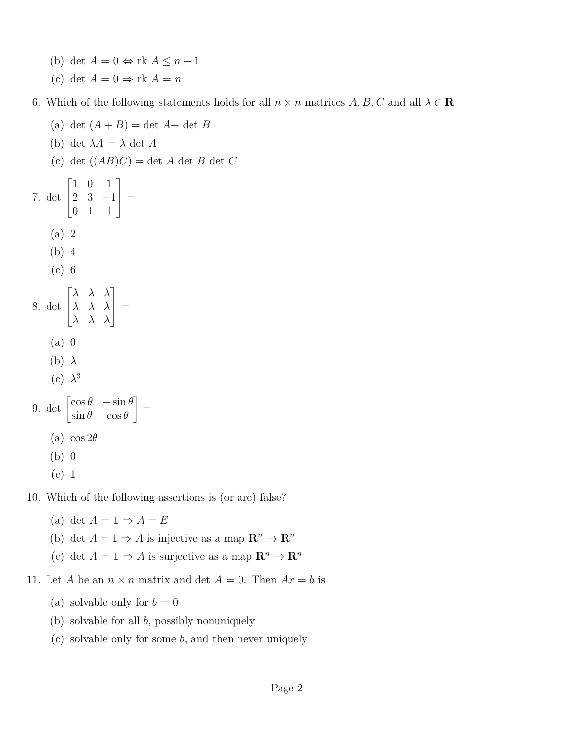(b) $\det A = 0 \Leftrightarrow \text{rk } A \leq n - 1$

(c) $\det A = 0 \Rightarrow \text{rk } A = n$

6. Which of the following statements holds for all $n \times n$ matrices $A, B, C$ and all $\lambda \in \mathbf{R}$

   (a) $\det (A + B) = \det A + \det B$

   (b) $\det \lambda A = \lambda \det A$

   (c) $\det ((AB)C) = \det A \det B \det C$

7. $\det \begin{bmatrix} 1 & 0 & 1 \\ 2 & 3 & -1 \\ 0 & 1 & 1 \end{bmatrix} =$

   (a) 2

   (b) 4

   (c) 6

8. $\det \begin{bmatrix} \lambda & \lambda & \lambda \\ \lambda & \lambda & \lambda \\ \lambda & \lambda & \lambda \end{bmatrix} =$

   (a) 0

   (b) $\lambda$

   (c) $\lambda^3$

9. $\det \begin{bmatrix} \cos\theta & -\sin\theta \\ \sin\theta & \cos\theta \end{bmatrix} =$

   (a) $\cos 2\theta$

   (b) 0

   (c) 1

10. Which of the following assertions is (or are) false?

    (a) $\det A = 1 \Rightarrow A = E$

    (b) $\det A = 1 \Rightarrow A$ is injective as a map $\mathbf{R}^n \to \mathbf{R}^n$

    (c) $\det A = 1 \Rightarrow A$ is surjective as a map $\mathbf{R}^n \to \mathbf{R}^n$

11. Let $A$ be an $n \times n$ matrix and $\det A = 0$. Then $Ax = b$ is

    (a) solvable only for $b = 0$

    (b) solvable for all $b$, possibly nonuniquely

    (c) solvable only for some $b$, and then never uniquely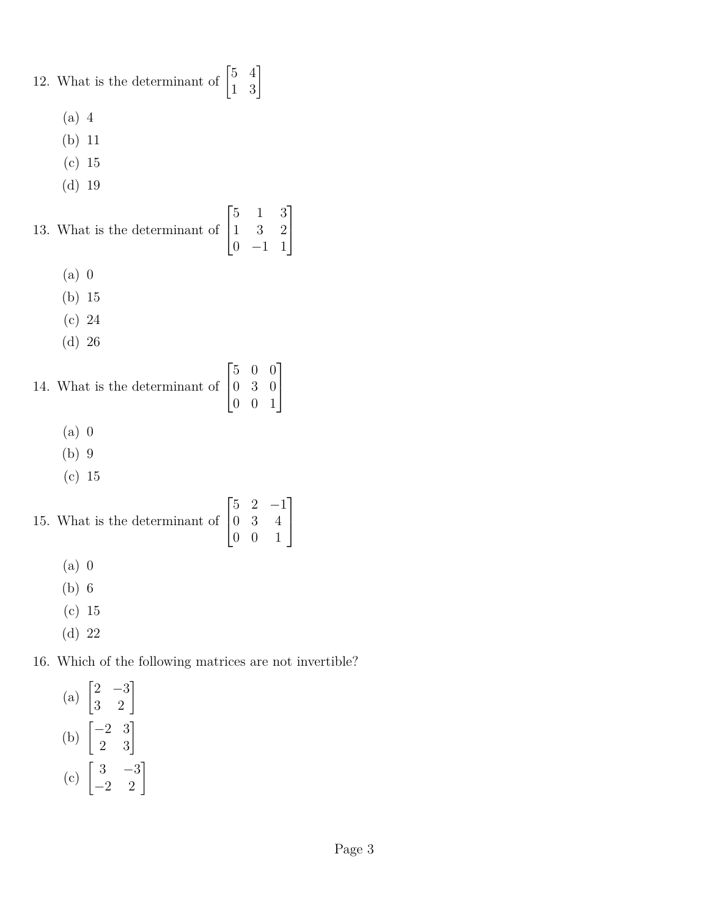12. What is the determinant of $\begin{bmatrix} 5 & 4 \\ 1 & 3 \end{bmatrix}$

    (a) 4

    (b) 11

    (c) 15

    (d) 19

13. What is the determinant of $\begin{bmatrix} 5 & 1 & 3 \\ 1 & 3 & 2 \\ 0 & -1 & 1 \end{bmatrix}$

    (a) 0

    (b) 15

    (c) 24

    (d) 26

14. What is the determinant of $\begin{bmatrix} 5 & 0 & 0 \\ 0 & 3 & 0 \\ 0 & 0 & 1 \end{bmatrix}$

    (a) 0

    (b) 9

    (c) 15

15. What is the determinant of $\begin{bmatrix} 5 & 2 & -1 \\ 0 & 3 & 4 \\ 0 & 0 & 1 \end{bmatrix}$

    (a) 0

    (b) 6

    (c) 15

    (d) 22

16. Which of the following matrices are not invertible?

    (a) $\begin{bmatrix} 2 & -3 \\ 3 & 2 \end{bmatrix}$

    (b) $\begin{bmatrix} -2 & 3 \\ 2 & 3 \end{bmatrix}$

    (c) $\begin{bmatrix} 3 & -3 \\ -2 & 2 \end{bmatrix}$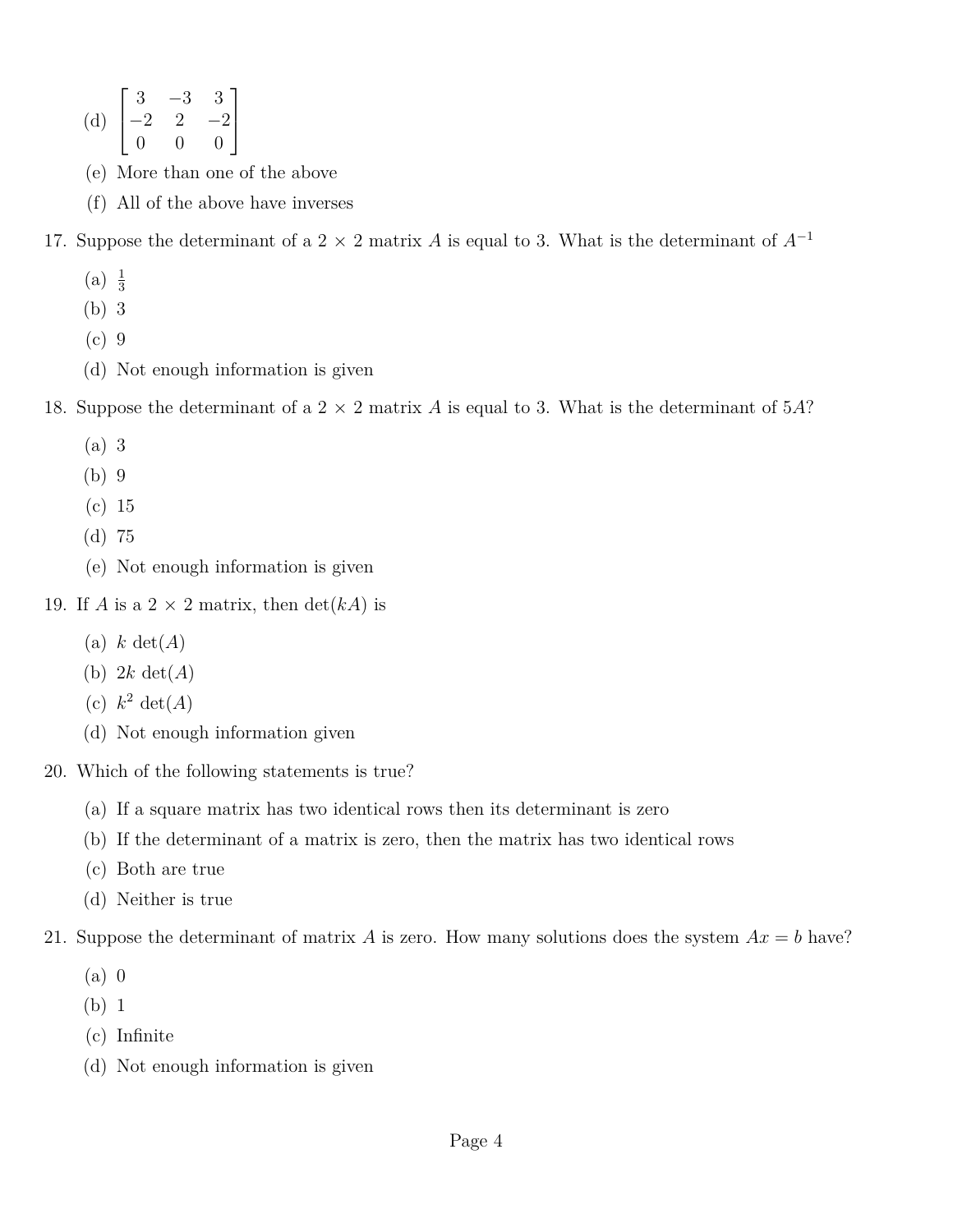(d) $\begin{bmatrix} 3 & -3 & 3 \\ -2 & 2 & -2 \\ 0 & 0 & 0 \end{bmatrix}$

(e) More than one of the above

(f) All of the above have inverses

17. Suppose the determinant of a $2 \times 2$ matrix $A$ is equal to 3. What is the determinant of $A^{-1}$

    (a) $\frac{1}{3}$

    (b) 3

    (c) 9

    (d) Not enough information is given

18. Suppose the determinant of a $2 \times 2$ matrix $A$ is equal to 3. What is the determinant of $5A$?

    (a) 3

    (b) 9

    (c) 15

    (d) 75

    (e) Not enough information is given

19. If $A$ is a $2 \times 2$ matrix, then $\det(kA)$ is

    (a) $k \det(A)$

    (b) $2k \det(A)$

    (c) $k^2 \det(A)$

    (d) Not enough information given

20. Which of the following statements is true?

    (a) If a square matrix has two identical rows then its determinant is zero

    (b) If the determinant of a matrix is zero, then the matrix has two identical rows

    (c) Both are true

    (d) Neither is true

21. Suppose the determinant of matrix $A$ is zero. How many solutions does the system $Ax = b$ have?

    (a) 0

    (b) 1

    (c) Infinite

    (d) Not enough information is given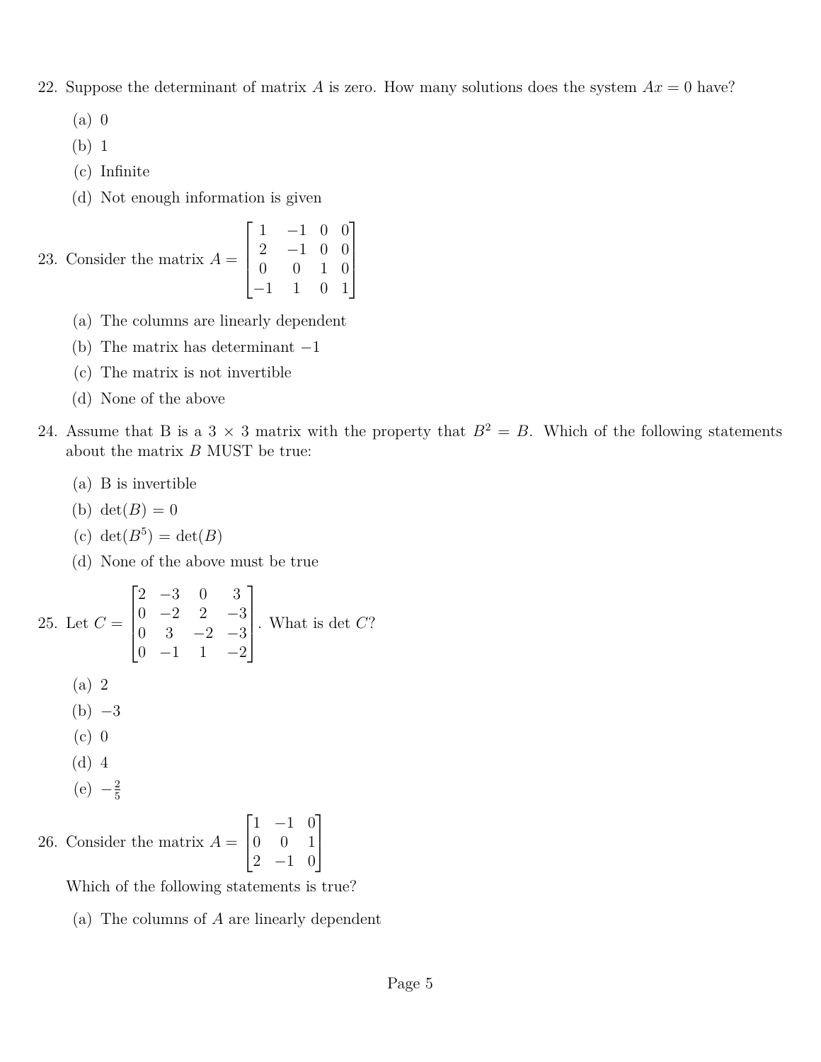22. Suppose the determinant of matrix $A$ is zero. How many solutions does the system $Ax = 0$ have?

    (a) 0
    
    (b) 1
    
    (c) Infinite
    
    (d) Not enough information is given

23. Consider the matrix $A = \begin{bmatrix} 1 & -1 & 0 & 0 \\ 2 & -1 & 0 & 0 \\ 0 & 0 & 1 & 0 \\ -1 & 1 & 0 & 1 \end{bmatrix}$

    (a) The columns are linearly dependent
    
    (b) The matrix has determinant $-1$
    
    (c) The matrix is not invertible
    
    (d) None of the above

24. Assume that B is a $3 \times 3$ matrix with the property that $B^2 = B$. Which of the following statements about the matrix $B$ MUST be true:

    (a) B is invertible
    
    (b) $\det(B) = 0$
    
    (c) $\det(B^5) = \det(B)$
    
    (d) None of the above must be true

25. Let $C = \begin{bmatrix} 2 & -3 & 0 & 3 \\ 0 & -2 & 2 & -3 \\ 0 & 3 & -2 & -3 \\ 0 & -1 & 1 & -2 \end{bmatrix}$. What is $\det C$?

    (a) 2
    
    (b) $-3$
    
    (c) 0
    
    (d) 4
    
    (e) $-\frac{2}{5}$

26. Consider the matrix $A = \begin{bmatrix} 1 & -1 & 0 \\ 0 & 0 & 1 \\ 2 & -1 & 0 \end{bmatrix}$

    Which of the following statements is true?

    (a) The columns of $A$ are linearly dependent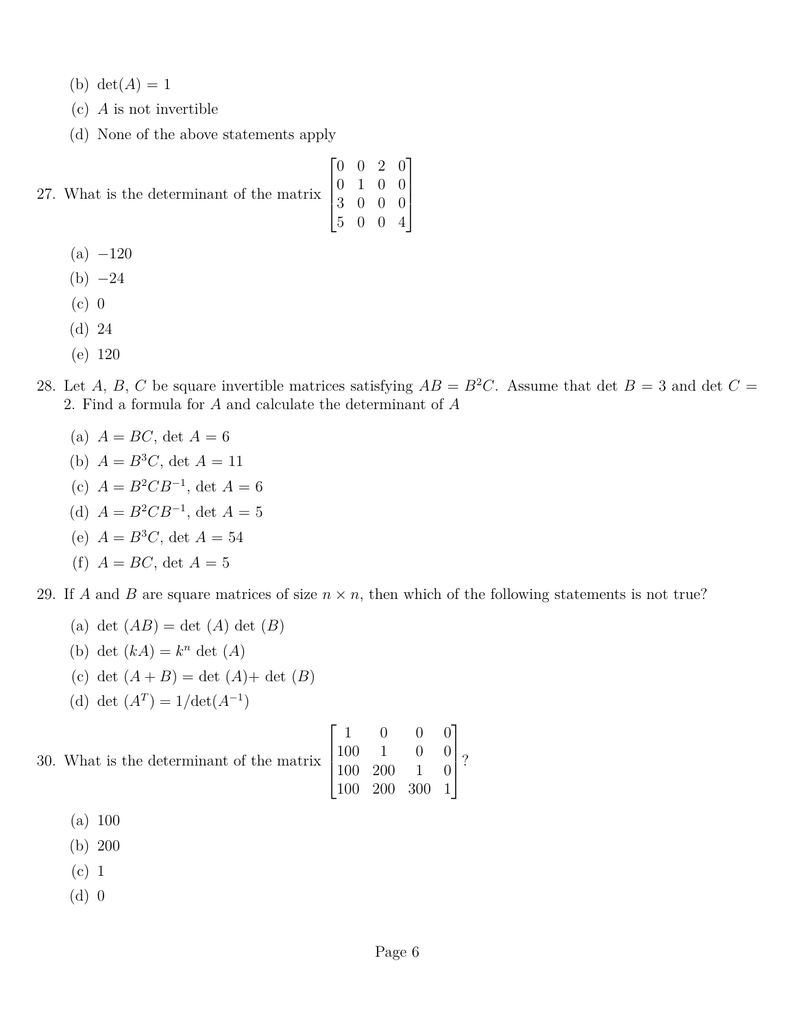(b) $\det(A) = 1$

(c) $A$ is not invertible

(d) None of the above statements apply

27. What is the determinant of the matrix $\begin{bmatrix} 0 & 0 & 2 & 0 \\ 0 & 1 & 0 & 0 \\ 3 & 0 & 0 & 0 \\ 5 & 0 & 0 & 4 \end{bmatrix}$

(a) $-120$

(b) $-24$

(c) 0

(d) 24

(e) 120

28. Let $A$, $B$, $C$ be square invertible matrices satisfying $AB = B^2C$. Assume that $\det B = 3$ and $\det C = 2$. Find a formula for $A$ and calculate the determinant of $A$

(a) $A = BC$, $\det A = 6$

(b) $A = B^3C$, $\det A = 11$

(c) $A = B^2CB^{-1}$, $\det A = 6$

(d) $A = B^2CB^{-1}$, $\det A = 5$

(e) $A = B^3C$, $\det A = 54$

(f) $A = BC$, $\det A = 5$

29. If $A$ and $B$ are square matrices of size $n \times n$, then which of the following statements is not true?

(a) $\det(AB) = \det(A)\det(B)$

(b) $\det(kA) = k^n \det(A)$

(c) $\det(A + B) = \det(A) + \det(B)$

(d) $\det(A^T) = 1/\det(A^{-1})$

30. What is the determinant of the matrix $\begin{bmatrix} 1 & 0 & 0 & 0 \\ 100 & 1 & 0 & 0 \\ 100 & 200 & 1 & 0 \\ 100 & 200 & 300 & 1 \end{bmatrix}$?

(a) 100

(b) 200

(c) 1

(d) 0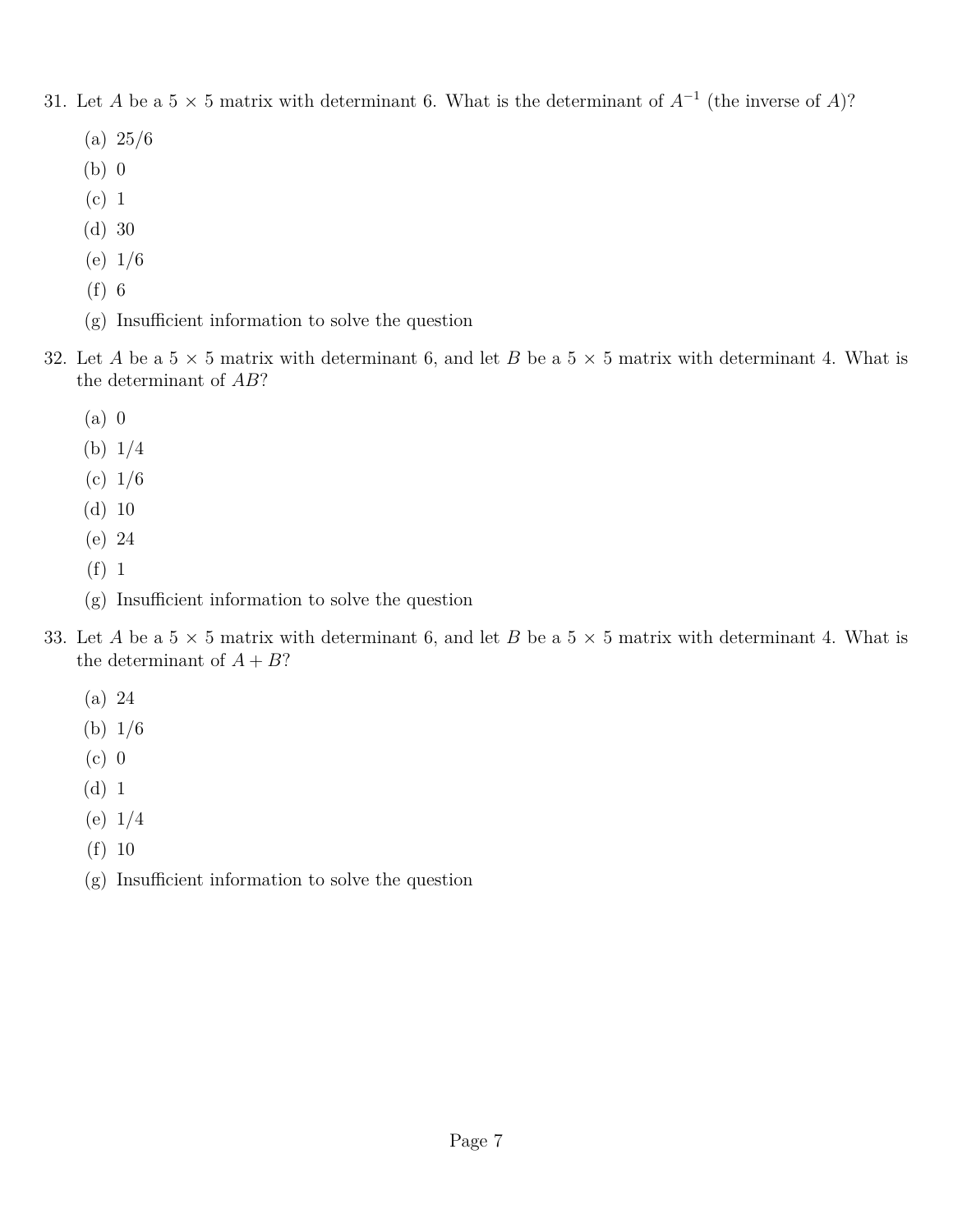31. Let $A$ be a $5 \times 5$ matrix with determinant 6. What is the determinant of $A^{-1}$ (the inverse of $A$)?

    (a) 25/6
    (b) 0
    (c) 1
    (d) 30
    (e) 1/6
    (f) 6
    (g) Insufficient information to solve the question

32. Let $A$ be a $5 \times 5$ matrix with determinant 6, and let $B$ be a $5 \times 5$ matrix with determinant 4. What is the determinant of $AB$?

    (a) 0
    (b) 1/4
    (c) 1/6
    (d) 10
    (e) 24
    (f) 1
    (g) Insufficient information to solve the question

33. Let $A$ be a $5 \times 5$ matrix with determinant 6, and let $B$ be a $5 \times 5$ matrix with determinant 4. What is the determinant of $A + B$?

    (a) 24
    (b) 1/6
    (c) 0
    (d) 1
    (e) 1/4
    (f) 10
    (g) Insufficient information to solve the question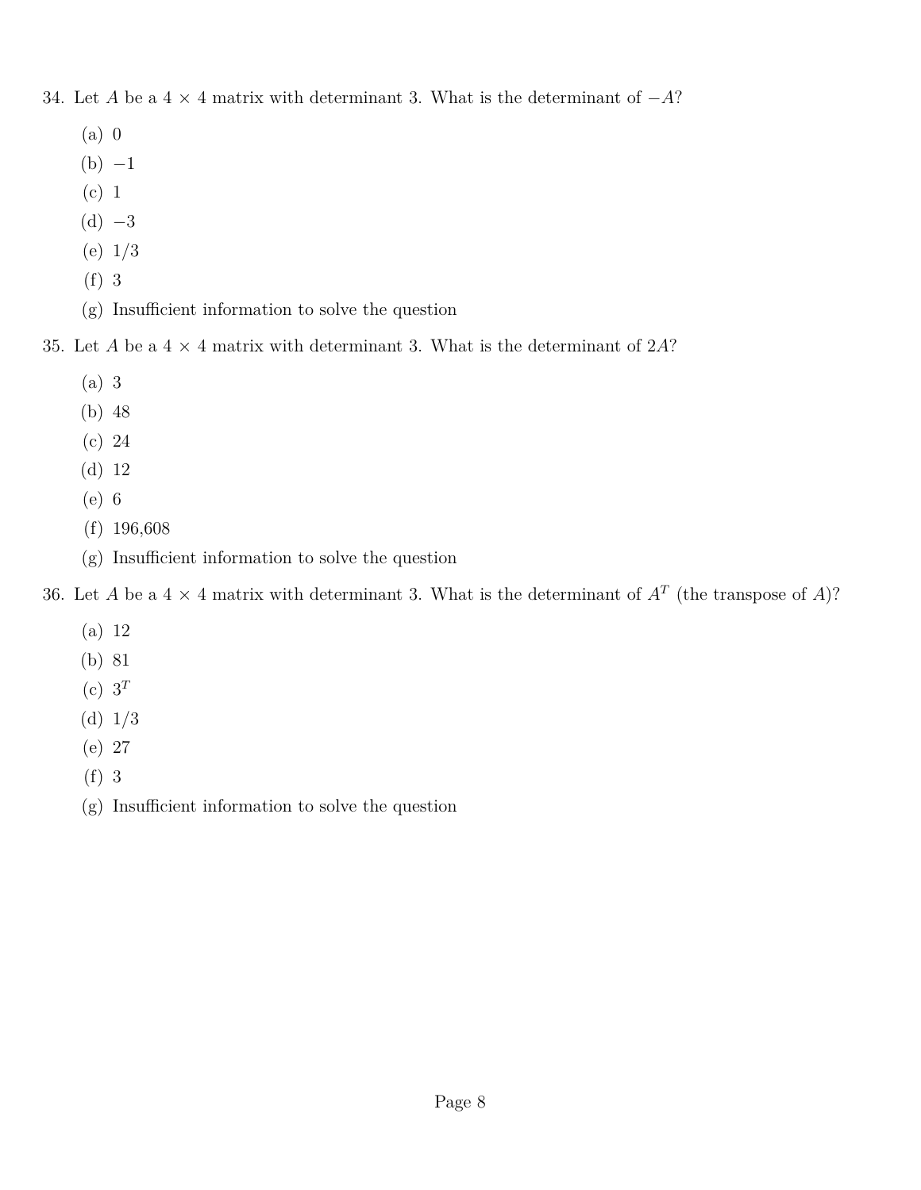34. Let $A$ be a $4 \times 4$ matrix with determinant 3. What is the determinant of $-A$?

    (a) 0
    (b) $-1$
    (c) 1
    (d) $-3$
    (e) $1/3$
    (f) 3
    (g) Insufficient information to solve the question

35. Let $A$ be a $4 \times 4$ matrix with determinant 3. What is the determinant of $2A$?

    (a) 3
    (b) 48
    (c) 24
    (d) 12
    (e) 6
    (f) 196,608
    (g) Insufficient information to solve the question

36. Let $A$ be a $4 \times 4$ matrix with determinant 3. What is the determinant of $A^T$ (the transpose of $A$)?

    (a) 12
    (b) 81
    (c) $3^T$
    (d) $1/3$
    (e) 27
    (f) 3
    (g) Insufficient information to solve the question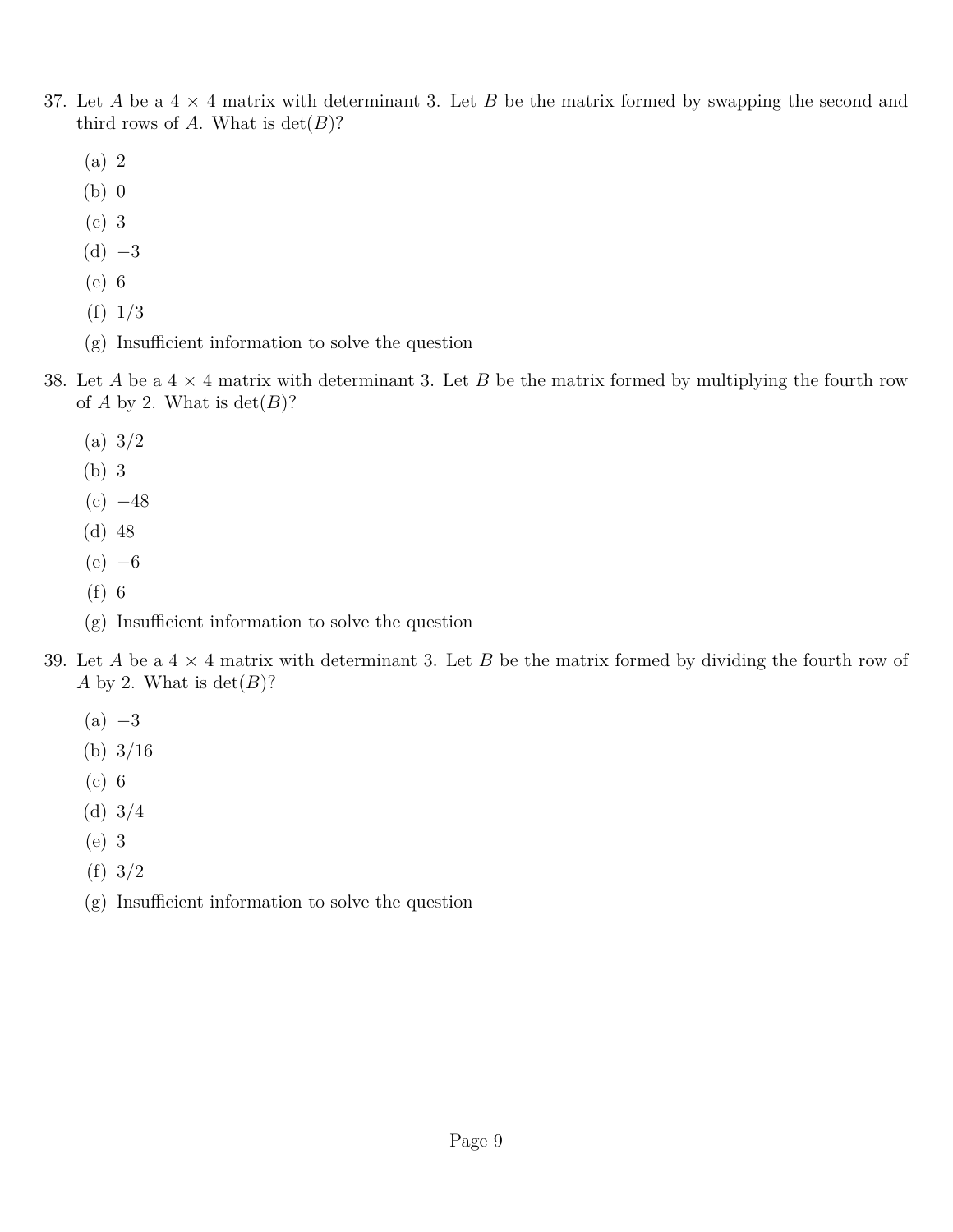37. Let $A$ be a $4 \times 4$ matrix with determinant 3. Let $B$ be the matrix formed by swapping the second and third rows of $A$. What is $\det(B)$?

    (a) 2
    (b) 0
    (c) 3
    (d) $-3$
    (e) 6
    (f) $1/3$
    (g) Insufficient information to solve the question

38. Let $A$ be a $4 \times 4$ matrix with determinant 3. Let $B$ be the matrix formed by multiplying the fourth row of $A$ by 2. What is $\det(B)$?

    (a) $3/2$
    (b) 3
    (c) $-48$
    (d) 48
    (e) $-6$
    (f) 6
    (g) Insufficient information to solve the question

39. Let $A$ be a $4 \times 4$ matrix with determinant 3. Let $B$ be the matrix formed by dividing the fourth row of $A$ by 2. What is $\det(B)$?

    (a) $-3$
    (b) $3/16$
    (c) 6
    (d) $3/4$
    (e) 3
    (f) $3/2$
    (g) Insufficient information to solve the question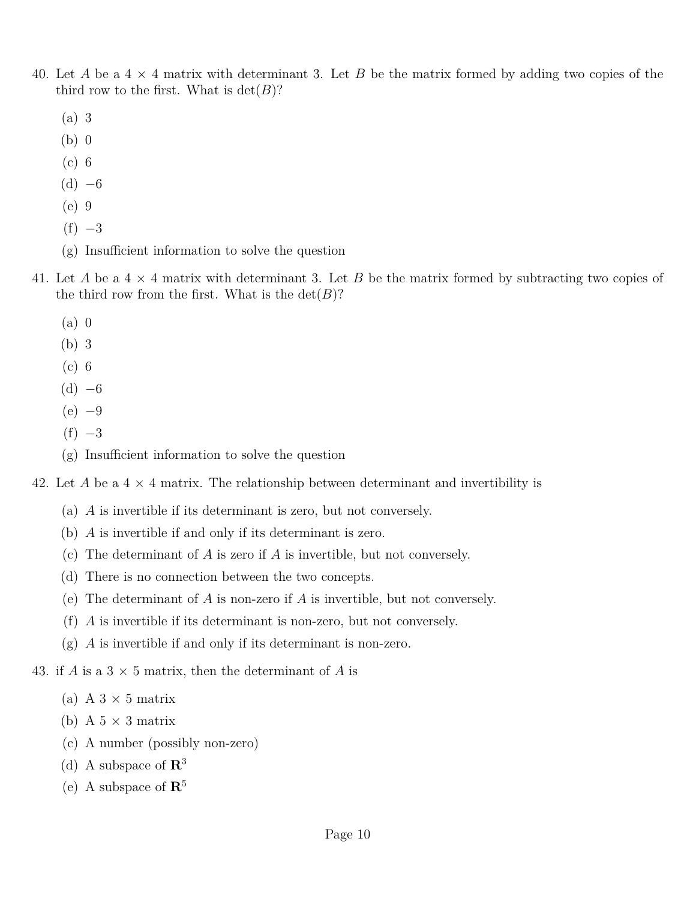40. Let $A$ be a $4 \times 4$ matrix with determinant 3. Let $B$ be the matrix formed by adding two copies of the third row to the first. What is $\det(B)$?

   (a) 3
   (b) 0
   (c) 6
   (d) $-6$
   (e) 9
   (f) $-3$
   (g) Insufficient information to solve the question

41. Let $A$ be a $4 \times 4$ matrix with determinant 3. Let $B$ be the matrix formed by subtracting two copies of the third row from the first. What is the $\det(B)$?

   (a) 0
   (b) 3
   (c) 6
   (d) $-6$
   (e) $-9$
   (f) $-3$
   (g) Insufficient information to solve the question

42. Let $A$ be a $4 \times 4$ matrix. The relationship between determinant and invertibility is

   (a) $A$ is invertible if its determinant is zero, but not conversely.
   (b) $A$ is invertible if and only if its determinant is zero.
   (c) The determinant of $A$ is zero if $A$ is invertible, but not conversely.
   (d) There is no connection between the two concepts.
   (e) The determinant of $A$ is non-zero if $A$ is invertible, but not conversely.
   (f) $A$ is invertible if its determinant is non-zero, but not conversely.
   (g) $A$ is invertible if and only if its determinant is non-zero.

43. if $A$ is a $3 \times 5$ matrix, then the determinant of $A$ is

   (a) A $3 \times 5$ matrix
   (b) A $5 \times 3$ matrix
   (c) A number (possibly non-zero)
   (d) A subspace of $\mathbf{R}^3$
   (e) A subspace of $\mathbf{R}^5$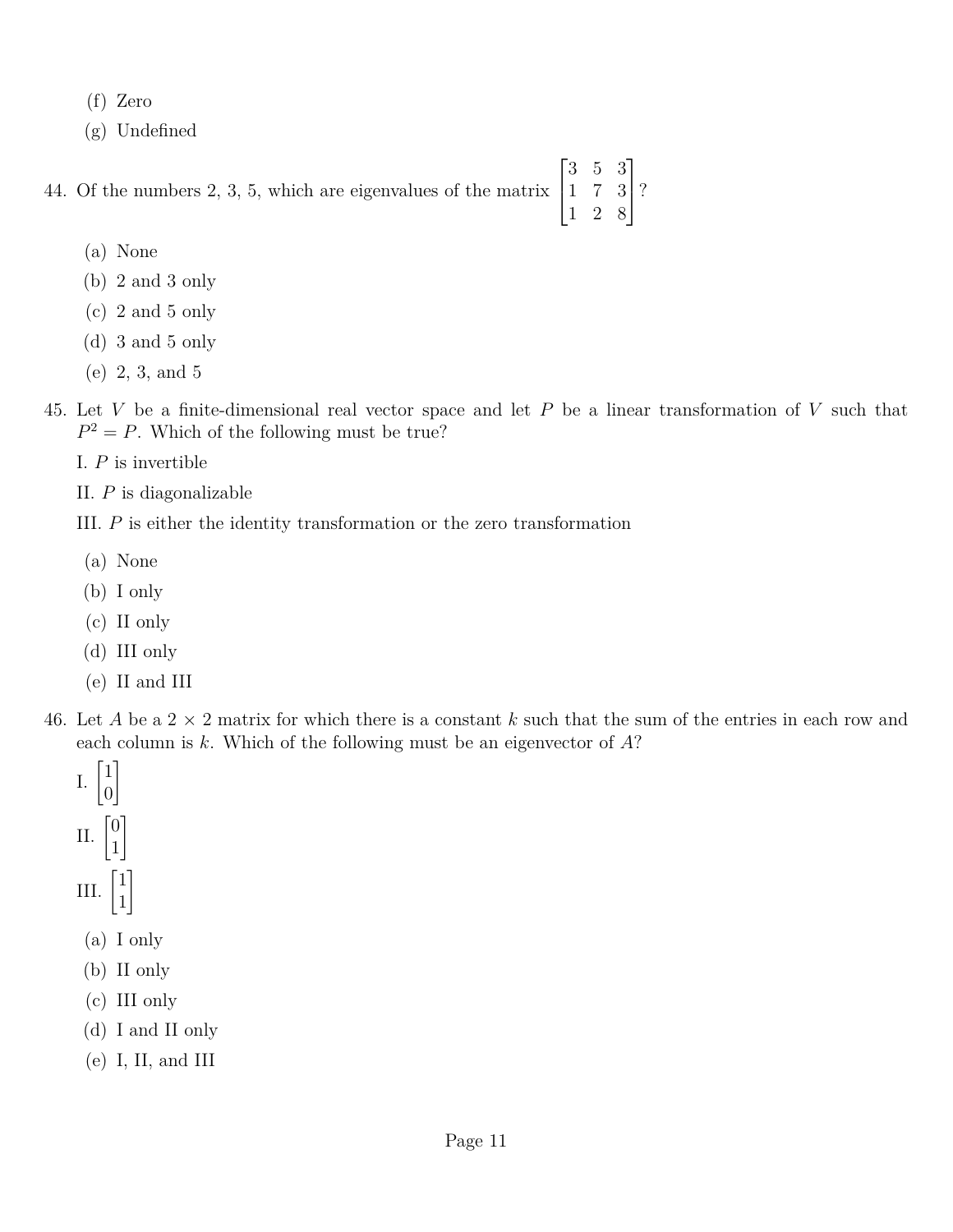(f) Zero
(g) Undefined

44. Of the numbers 2, 3, 5, which are eigenvalues of the matrix $\begin{bmatrix} 3 & 5 & 3 \\ 1 & 7 & 3 \\ 1 & 2 & 8 \end{bmatrix}$?

   (a) None
   (b) 2 and 3 only
   (c) 2 and 5 only
   (d) 3 and 5 only
   (e) 2, 3, and 5

45. Let $V$ be a finite-dimensional real vector space and let $P$ be a linear transformation of $V$ such that $P^2 = P$. Which of the following must be true?

   I. $P$ is invertible

   II. $P$ is diagonalizable

   III. $P$ is either the identity transformation or the zero transformation

   (a) None
   (b) I only
   (c) II only
   (d) III only
   (e) II and III

46. Let $A$ be a $2 \times 2$ matrix for which there is a constant $k$ such that the sum of the entries in each row and each column is $k$. Which of the following must be an eigenvector of $A$?

   I. $\begin{bmatrix} 1 \\ 0 \end{bmatrix}$

   II. $\begin{bmatrix} 0 \\ 1 \end{bmatrix}$

   III. $\begin{bmatrix} 1 \\ 1 \end{bmatrix}$

   (a) I only
   (b) II only
   (c) III only
   (d) I and II only
   (e) I, II, and III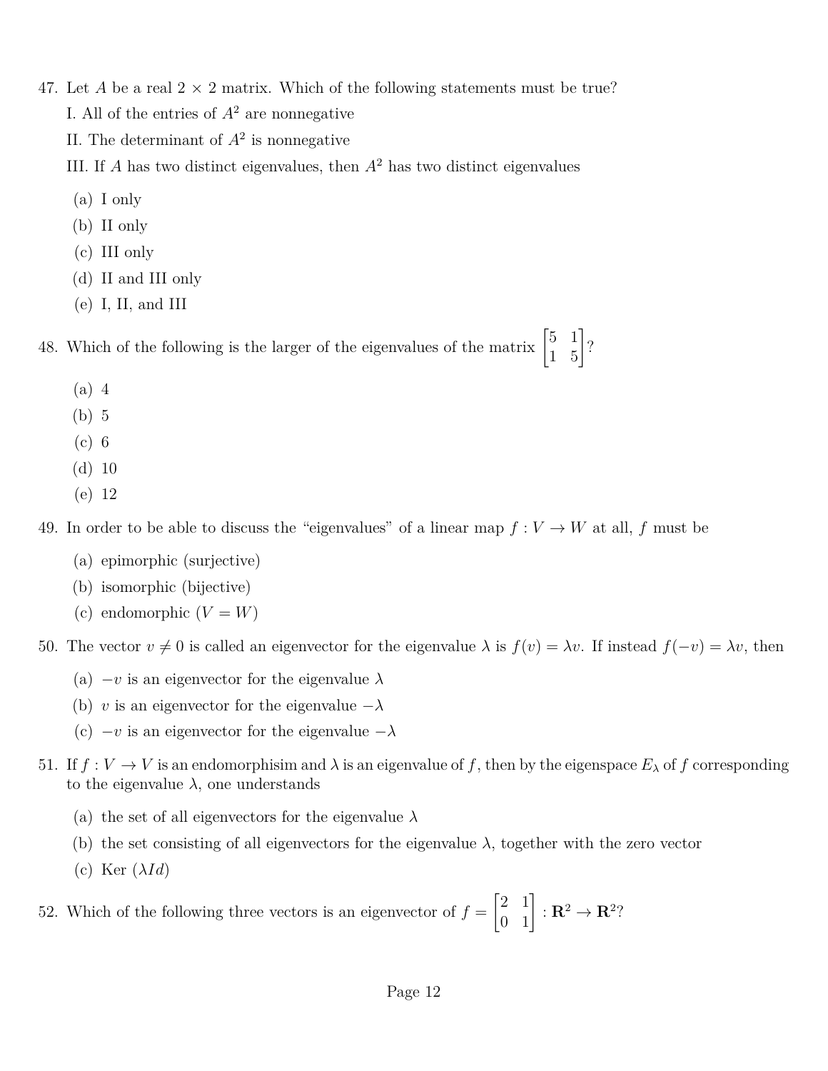47. Let $A$ be a real $2 \times 2$ matrix. Which of the following statements must be true?

    I. All of the entries of $A^2$ are nonnegative

    II. The determinant of $A^2$ is nonnegative

    III. If $A$ has two distinct eigenvalues, then $A^2$ has two distinct eigenvalues

    (a) I only
    (b) II only
    (c) III only
    (d) II and III only
    (e) I, II, and III

48. Which of the following is the larger of the eigenvalues of the matrix $\begin{bmatrix} 5 & 1 \\ 1 & 5 \end{bmatrix}$?

    (a) 4
    (b) 5
    (c) 6
    (d) 10
    (e) 12

49. In order to be able to discuss the "eigenvalues" of a linear map $f : V \to W$ at all, $f$ must be

    (a) epimorphic (surjective)
    (b) isomorphic (bijective)
    (c) endomorphic ($V = W$)

50. The vector $v \neq 0$ is called an eigenvector for the eigenvalue $\lambda$ is $f(v) = \lambda v$. If instead $f(-v) = \lambda v$, then

    (a) $-v$ is an eigenvector for the eigenvalue $\lambda$
    (b) $v$ is an eigenvector for the eigenvalue $-\lambda$
    (c) $-v$ is an eigenvector for the eigenvalue $-\lambda$

51. If $f : V \to V$ is an endomorphisim and $\lambda$ is an eigenvalue of $f$, then by the eigenspace $E_\lambda$ of $f$ corresponding to the eigenvalue $\lambda$, one understands

    (a) the set of all eigenvectors for the eigenvalue $\lambda$
    (b) the set consisting of all eigenvectors for the eigenvalue $\lambda$, together with the zero vector
    (c) Ker $(\lambda Id)$

52. Which of the following three vectors is an eigenvector of $f = \begin{bmatrix} 2 & 1 \\ 0 & 1 \end{bmatrix} : \mathbf{R}^2 \to \mathbf{R}^2$?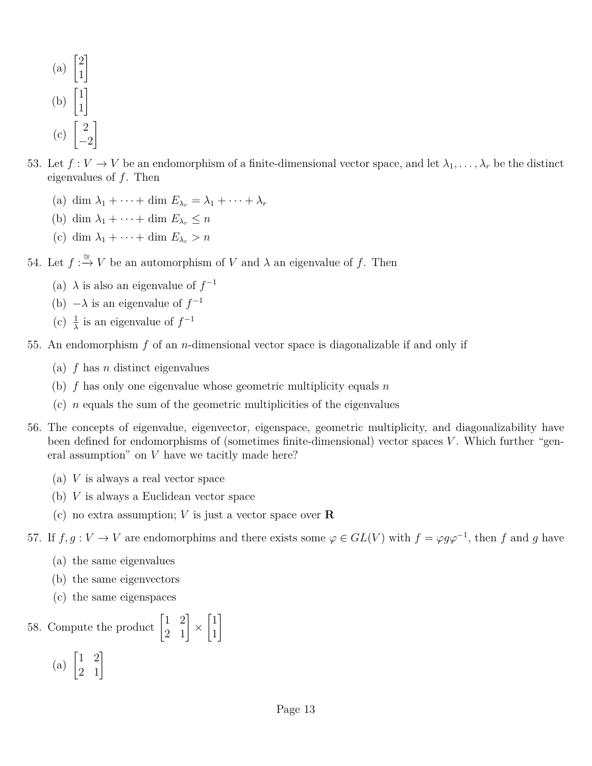(a) $\begin{bmatrix} 2 \\ 1 \end{bmatrix}$

(b) $\begin{bmatrix} 1 \\ 1 \end{bmatrix}$

(c) $\begin{bmatrix} 2 \\ -2 \end{bmatrix}$

53. Let $f : V \to V$ be an endomorphism of a finite-dimensional vector space, and let $\lambda_1, \dots, \lambda_r$ be the distinct eigenvalues of $f$. Then

    (a) $\dim \lambda_1 + \dots + \dim E_{\lambda_r} = \lambda_1 + \dots + \lambda_r$

    (b) $\dim \lambda_1 + \dots + \dim E_{\lambda_r} \leq n$

    (c) $\dim \lambda_1 + \dots + \dim E_{\lambda_r} > n$

54. Let $f :\xrightarrow{\cong} V$ be an automorphism of $V$ and $\lambda$ an eigenvalue of $f$. Then

    (a) $\lambda$ is also an eigenvalue of $f^{-1}$

    (b) $-\lambda$ is an eigenvalue of $f^{-1}$

    (c) $\frac{1}{\lambda}$ is an eigenvalue of $f^{-1}$

55. An endomorphism $f$ of an $n$-dimensional vector space is diagonalizable if and only if

    (a) $f$ has $n$ distinct eigenvalues

    (b) $f$ has only one eigenvalue whose geometric multiplicity equals $n$

    (c) $n$ equals the sum of the geometric multiplicities of the eigenvalues

56. The concepts of eigenvalue, eigenvector, eigenspace, geometric multiplicity, and diagonalizability have been defined for endomorphisms of (sometimes finite-dimensional) vector spaces $V$. Which further "general assumption" on $V$ have we tacitly made here?

    (a) $V$ is always a real vector space

    (b) $V$ is always a Euclidean vector space

    (c) no extra assumption; $V$ is just a vector space over $\mathbf{R}$

57. If $f, g : V \to V$ are endomorphims and there exists some $\varphi \in GL(V)$ with $f = \varphi g \varphi^{-1}$, then $f$ and $g$ have

    (a) the same eigenvalues

    (b) the same eigenvectors

    (c) the same eigenspaces

58. Compute the product $\begin{bmatrix} 1 & 2 \\ 2 & 1 \end{bmatrix} \times \begin{bmatrix} 1 \\ 1 \end{bmatrix}$

    (a) $\begin{bmatrix} 1 & 2 \\ 2 & 1 \end{bmatrix}$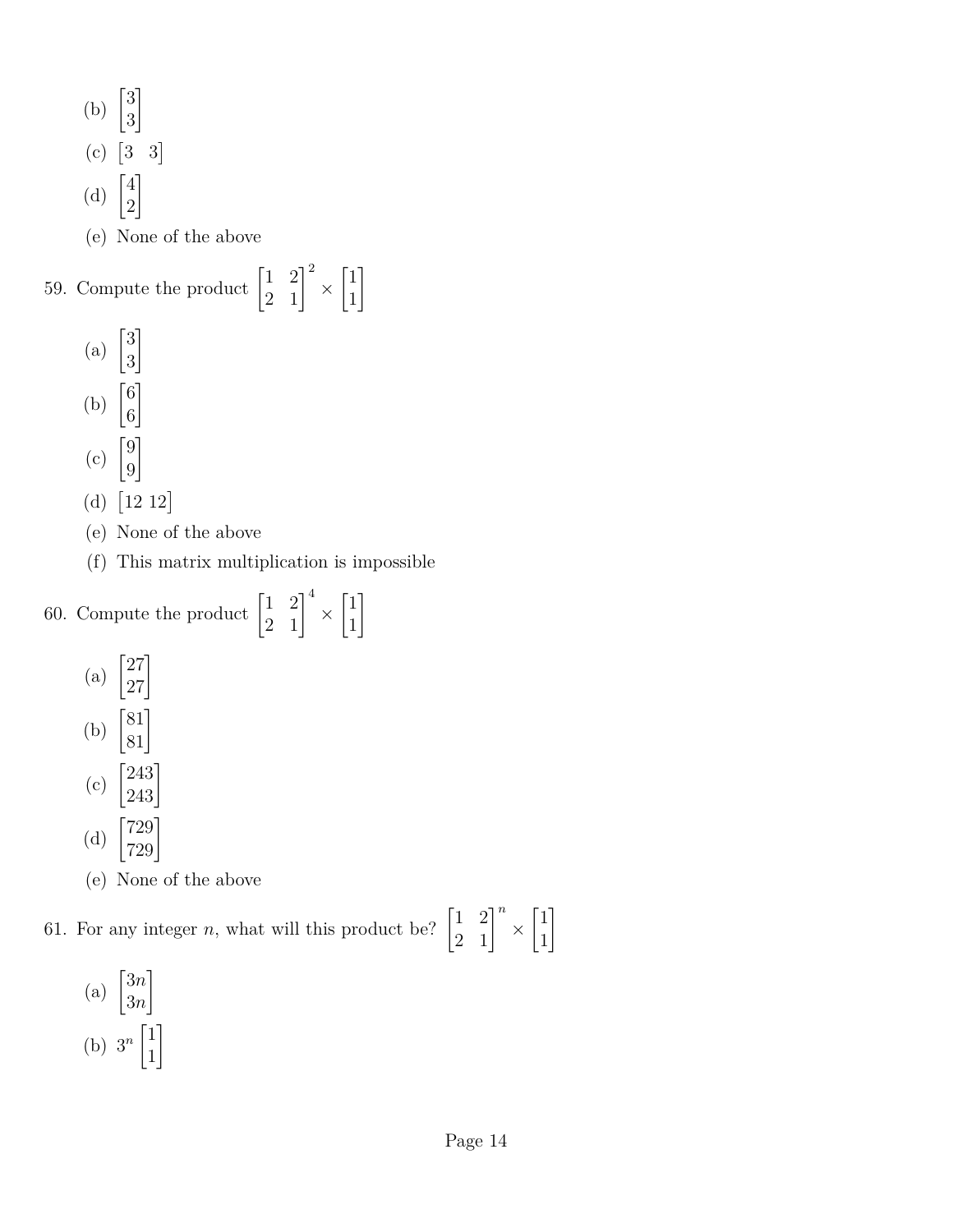(b) $\begin{bmatrix} 3 \\ 3 \end{bmatrix}$

(c) $\begin{bmatrix} 3 & 3 \end{bmatrix}$

(d) $\begin{bmatrix} 4 \\ 2 \end{bmatrix}$

(e) None of the above

59. Compute the product $\begin{bmatrix} 1 & 2 \\ 2 & 1 \end{bmatrix}^2 \times \begin{bmatrix} 1 \\ 1 \end{bmatrix}$

    (a) $\begin{bmatrix} 3 \\ 3 \end{bmatrix}$

    (b) $\begin{bmatrix} 6 \\ 6 \end{bmatrix}$

    (c) $\begin{bmatrix} 9 \\ 9 \end{bmatrix}$

    (d) $\begin{bmatrix} 12 & 12 \end{bmatrix}$

    (e) None of the above

    (f) This matrix multiplication is impossible

60. Compute the product $\begin{bmatrix} 1 & 2 \\ 2 & 1 \end{bmatrix}^4 \times \begin{bmatrix} 1 \\ 1 \end{bmatrix}$

    (a) $\begin{bmatrix} 27 \\ 27 \end{bmatrix}$

    (b) $\begin{bmatrix} 81 \\ 81 \end{bmatrix}$

    (c) $\begin{bmatrix} 243 \\ 243 \end{bmatrix}$

    (d) $\begin{bmatrix} 729 \\ 729 \end{bmatrix}$

    (e) None of the above

61. For any integer $n$, what will this product be? $\begin{bmatrix} 1 & 2 \\ 2 & 1 \end{bmatrix}^n \times \begin{bmatrix} 1 \\ 1 \end{bmatrix}$

    (a) $\begin{bmatrix} 3n \\ 3n \end{bmatrix}$

    (b) $3^n \begin{bmatrix} 1 \\ 1 \end{bmatrix}$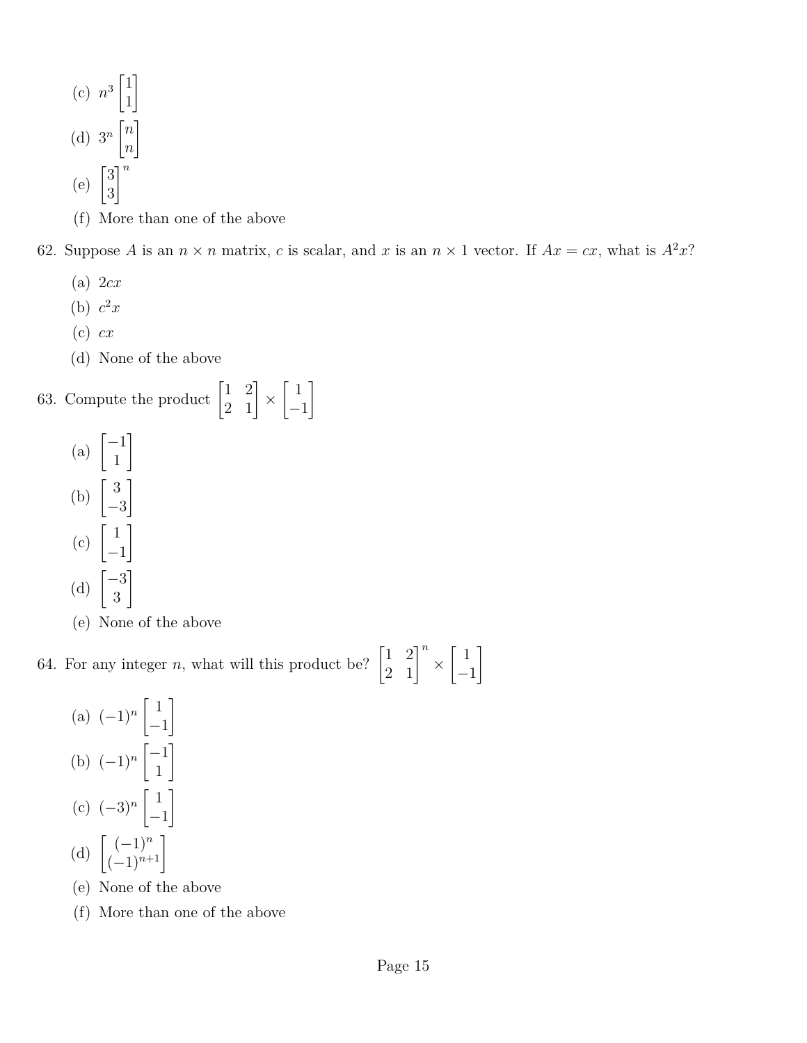(c) $n^3 \begin{bmatrix} 1 \\ 1 \end{bmatrix}$

(d) $3^n \begin{bmatrix} n \\ n \end{bmatrix}$

(e) $\begin{bmatrix} 3 \\ 3 \end{bmatrix}^n$

(f) More than one of the above

62. Suppose $A$ is an $n \times n$ matrix, $c$ is scalar, and $x$ is an $n \times 1$ vector. If $Ax = cx$, what is $A^2x$?

(a) $2cx$

(b) $c^2x$

(c) $cx$

(d) None of the above

63. Compute the product $\begin{bmatrix} 1 & 2 \\ 2 & 1 \end{bmatrix} \times \begin{bmatrix} 1 \\ -1 \end{bmatrix}$

(a) $\begin{bmatrix} -1 \\ 1 \end{bmatrix}$

(b) $\begin{bmatrix} 3 \\ -3 \end{bmatrix}$

(c) $\begin{bmatrix} 1 \\ -1 \end{bmatrix}$

(d) $\begin{bmatrix} -3 \\ 3 \end{bmatrix}$

(e) None of the above

64. For any integer $n$, what will this product be? $\begin{bmatrix} 1 & 2 \\ 2 & 1 \end{bmatrix}^n \times \begin{bmatrix} 1 \\ -1 \end{bmatrix}$

(a) $(-1)^n \begin{bmatrix} 1 \\ -1 \end{bmatrix}$

(b) $(-1)^n \begin{bmatrix} -1 \\ 1 \end{bmatrix}$

(c) $(-3)^n \begin{bmatrix} 1 \\ -1 \end{bmatrix}$

(d) $\begin{bmatrix} (-1)^n \\ (-1)^{n+1} \end{bmatrix}$

(e) None of the above

(f) More than one of the above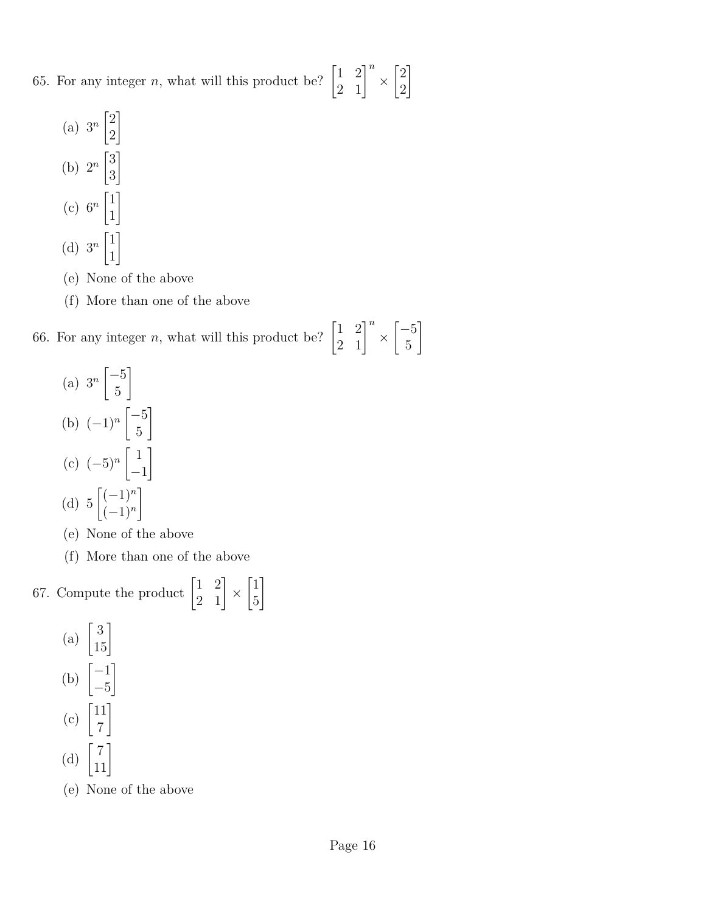65. For any integer $n$, what will this product be? $\begin{bmatrix} 1 & 2 \\ 2 & 1 \end{bmatrix}^n \times \begin{bmatrix} 2 \\ 2 \end{bmatrix}$

   (a) $3^n \begin{bmatrix} 2 \\ 2 \end{bmatrix}$

   (b) $2^n \begin{bmatrix} 3 \\ 3 \end{bmatrix}$

   (c) $6^n \begin{bmatrix} 1 \\ 1 \end{bmatrix}$

   (d) $3^n \begin{bmatrix} 1 \\ 1 \end{bmatrix}$

   (e) None of the above

   (f) More than one of the above

66. For any integer $n$, what will this product be? $\begin{bmatrix} 1 & 2 \\ 2 & 1 \end{bmatrix}^n \times \begin{bmatrix} -5 \\ 5 \end{bmatrix}$

   (a) $3^n \begin{bmatrix} -5 \\ 5 \end{bmatrix}$

   (b) $(-1)^n \begin{bmatrix} -5 \\ 5 \end{bmatrix}$

   (c) $(-5)^n \begin{bmatrix} 1 \\ -1 \end{bmatrix}$

   (d) $5 \begin{bmatrix} (-1)^n \\ (-1)^n \end{bmatrix}$

   (e) None of the above

   (f) More than one of the above

67. Compute the product $\begin{bmatrix} 1 & 2 \\ 2 & 1 \end{bmatrix} \times \begin{bmatrix} 1 \\ 5 \end{bmatrix}$

   (a) $\begin{bmatrix} 3 \\ 15 \end{bmatrix}$

   (b) $\begin{bmatrix} -1 \\ -5 \end{bmatrix}$

   (c) $\begin{bmatrix} 11 \\ 7 \end{bmatrix}$

   (d) $\begin{bmatrix} 7 \\ 11 \end{bmatrix}$

   (e) None of the above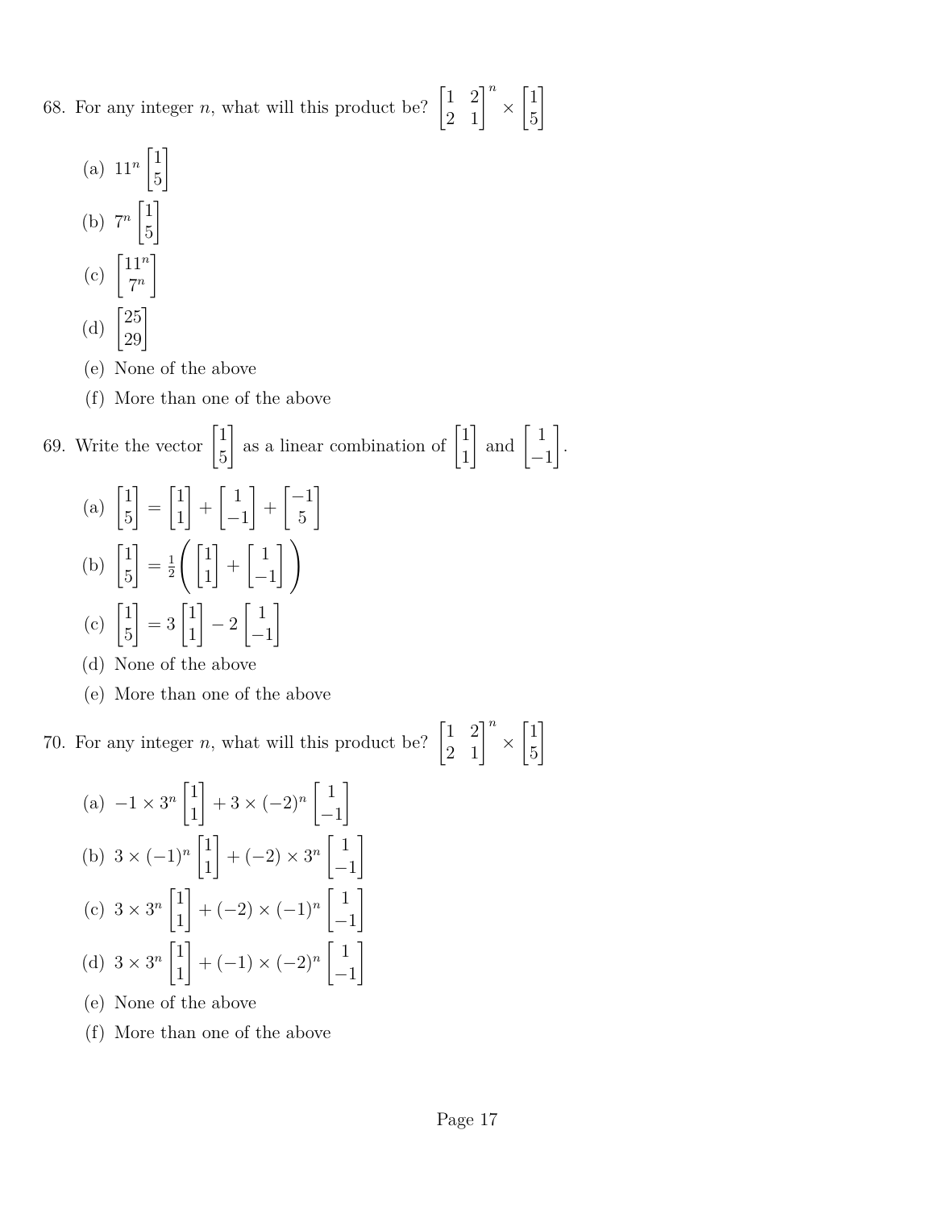68. For any integer $n$, what will this product be? $\begin{bmatrix} 1 & 2 \\ 2 & 1 \end{bmatrix}^n \times \begin{bmatrix} 1 \\ 5 \end{bmatrix}$

(a) $11^n \begin{bmatrix} 1 \\ 5 \end{bmatrix}$

(b) $7^n \begin{bmatrix} 1 \\ 5 \end{bmatrix}$

(c) $\begin{bmatrix} 11^n \\ 7^n \end{bmatrix}$

(d) $\begin{bmatrix} 25 \\ 29 \end{bmatrix}$

(e) None of the above

(f) More than one of the above

69. Write the vector $\begin{bmatrix} 1 \\ 5 \end{bmatrix}$ as a linear combination of $\begin{bmatrix} 1 \\ 1 \end{bmatrix}$ and $\begin{bmatrix} 1 \\ -1 \end{bmatrix}$.

(a) $\begin{bmatrix} 1 \\ 5 \end{bmatrix} = \begin{bmatrix} 1 \\ 1 \end{bmatrix} + \begin{bmatrix} 1 \\ -1 \end{bmatrix} + \begin{bmatrix} -1 \\ 5 \end{bmatrix}$

(b) $\begin{bmatrix} 1 \\ 5 \end{bmatrix} = \frac{1}{2}\left( \begin{bmatrix} 1 \\ 1 \end{bmatrix} + \begin{bmatrix} 1 \\ -1 \end{bmatrix} \right)$

(c) $\begin{bmatrix} 1 \\ 5 \end{bmatrix} = 3 \begin{bmatrix} 1 \\ 1 \end{bmatrix} - 2 \begin{bmatrix} 1 \\ -1 \end{bmatrix}$

(d) None of the above

(e) More than one of the above

70. For any integer $n$, what will this product be? $\begin{bmatrix} 1 & 2 \\ 2 & 1 \end{bmatrix}^n \times \begin{bmatrix} 1 \\ 5 \end{bmatrix}$

(a) $-1 \times 3^n \begin{bmatrix} 1 \\ 1 \end{bmatrix} + 3 \times (-2)^n \begin{bmatrix} 1 \\ -1 \end{bmatrix}$

(b) $3 \times (-1)^n \begin{bmatrix} 1 \\ 1 \end{bmatrix} + (-2) \times 3^n \begin{bmatrix} 1 \\ -1 \end{bmatrix}$

(c) $3 \times 3^n \begin{bmatrix} 1 \\ 1 \end{bmatrix} + (-2) \times (-1)^n \begin{bmatrix} 1 \\ -1 \end{bmatrix}$

(d) $3 \times 3^n \begin{bmatrix} 1 \\ 1 \end{bmatrix} + (-1) \times (-2)^n \begin{bmatrix} 1 \\ -1 \end{bmatrix}$

(e) None of the above

(f) More than one of the above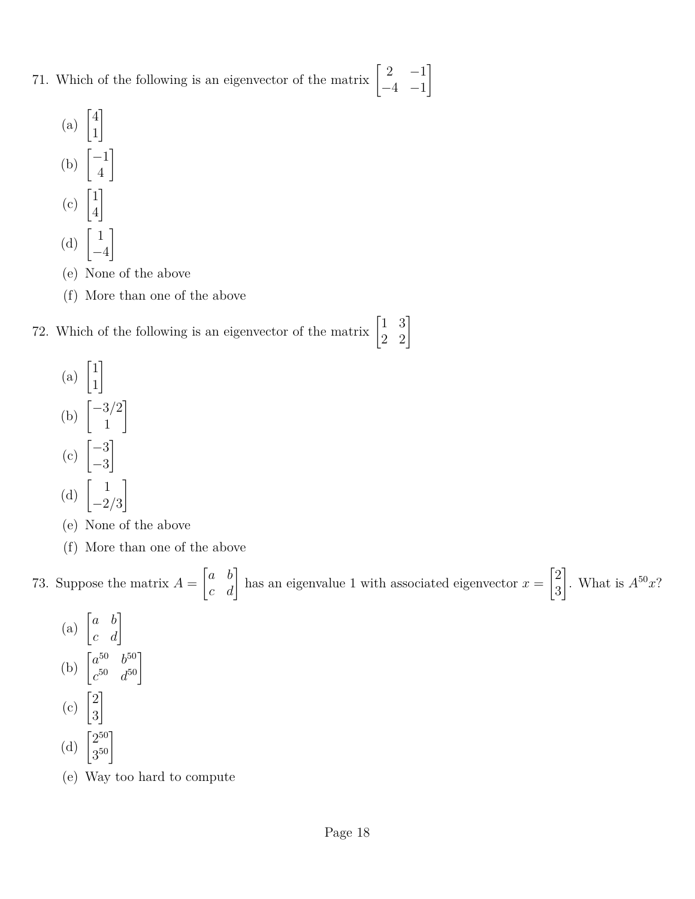71. Which of the following is an eigenvector of the matrix $\begin{bmatrix} 2 & -1 \\ -4 & -1 \end{bmatrix}$

   (a) $\begin{bmatrix} 4 \\ 1 \end{bmatrix}$

   (b) $\begin{bmatrix} -1 \\ 4 \end{bmatrix}$

   (c) $\begin{bmatrix} 1 \\ 4 \end{bmatrix}$

   (d) $\begin{bmatrix} 1 \\ -4 \end{bmatrix}$

   (e) None of the above

   (f) More than one of the above

72. Which of the following is an eigenvector of the matrix $\begin{bmatrix} 1 & 3 \\ 2 & 2 \end{bmatrix}$

   (a) $\begin{bmatrix} 1 \\ 1 \end{bmatrix}$

   (b) $\begin{bmatrix} -3/2 \\ 1 \end{bmatrix}$

   (c) $\begin{bmatrix} -3 \\ -3 \end{bmatrix}$

   (d) $\begin{bmatrix} 1 \\ -2/3 \end{bmatrix}$

   (e) None of the above

   (f) More than one of the above

73. Suppose the matrix $A = \begin{bmatrix} a & b \\ c & d \end{bmatrix}$ has an eigenvalue 1 with associated eigenvector $x = \begin{bmatrix} 2 \\ 3 \end{bmatrix}$. What is $A^{50}x$?

   (a) $\begin{bmatrix} a & b \\ c & d \end{bmatrix}$

   (b) $\begin{bmatrix} a^{50} & b^{50} \\ c^{50} & d^{50} \end{bmatrix}$

   (c) $\begin{bmatrix} 2 \\ 3 \end{bmatrix}$

   (d) $\begin{bmatrix} 2^{50} \\ 3^{50} \end{bmatrix}$

   (e) Way too hard to compute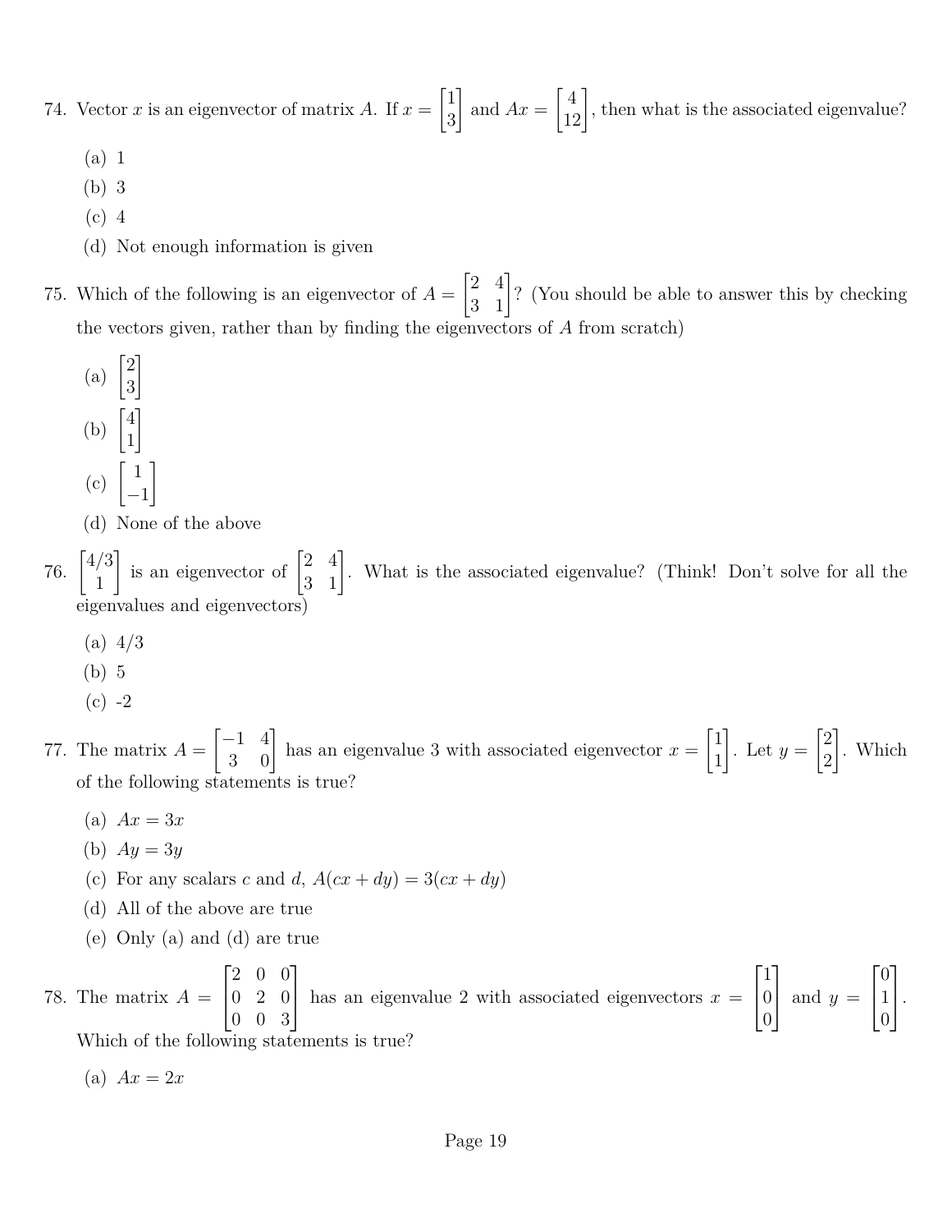74. Vector $x$ is an eigenvector of matrix $A$. If $x = \begin{bmatrix} 1 \\ 3 \end{bmatrix}$ and $Ax = \begin{bmatrix} 4 \\ 12 \end{bmatrix}$, then what is the associated eigenvalue?

   (a) 1
   (b) 3
   (c) 4
   (d) Not enough information is given

75. Which of the following is an eigenvector of $A = \begin{bmatrix} 2 & 4 \\ 3 & 1 \end{bmatrix}$? (You should be able to answer this by checking the vectors given, rather than by finding the eigenvectors of $A$ from scratch)

   (a) $\begin{bmatrix} 2 \\ 3 \end{bmatrix}$
   (b) $\begin{bmatrix} 4 \\ 1 \end{bmatrix}$
   (c) $\begin{bmatrix} 1 \\ -1 \end{bmatrix}$
   (d) None of the above

76. $\begin{bmatrix} 4/3 \\ 1 \end{bmatrix}$ is an eigenvector of $\begin{bmatrix} 2 & 4 \\ 3 & 1 \end{bmatrix}$. What is the associated eigenvalue? (Think! Don't solve for all the eigenvalues and eigenvectors)

   (a) 4/3
   (b) 5
   (c) -2

77. The matrix $A = \begin{bmatrix} -1 & 4 \\ 3 & 0 \end{bmatrix}$ has an eigenvalue 3 with associated eigenvector $x = \begin{bmatrix} 1 \\ 1 \end{bmatrix}$. Let $y = \begin{bmatrix} 2 \\ 2 \end{bmatrix}$. Which of the following statements is true?

   (a) $Ax = 3x$
   (b) $Ay = 3y$
   (c) For any scalars $c$ and $d$, $A(cx + dy) = 3(cx + dy)$
   (d) All of the above are true
   (e) Only (a) and (d) are true

78. The matrix $A = \begin{bmatrix} 2 & 0 & 0 \\ 0 & 2 & 0 \\ 0 & 0 & 3 \end{bmatrix}$ has an eigenvalue 2 with associated eigenvectors $x = \begin{bmatrix} 1 \\ 0 \\ 0 \end{bmatrix}$ and $y = \begin{bmatrix} 0 \\ 1 \\ 0 \end{bmatrix}$. Which of the following statements is true?

   (a) $Ax = 2x$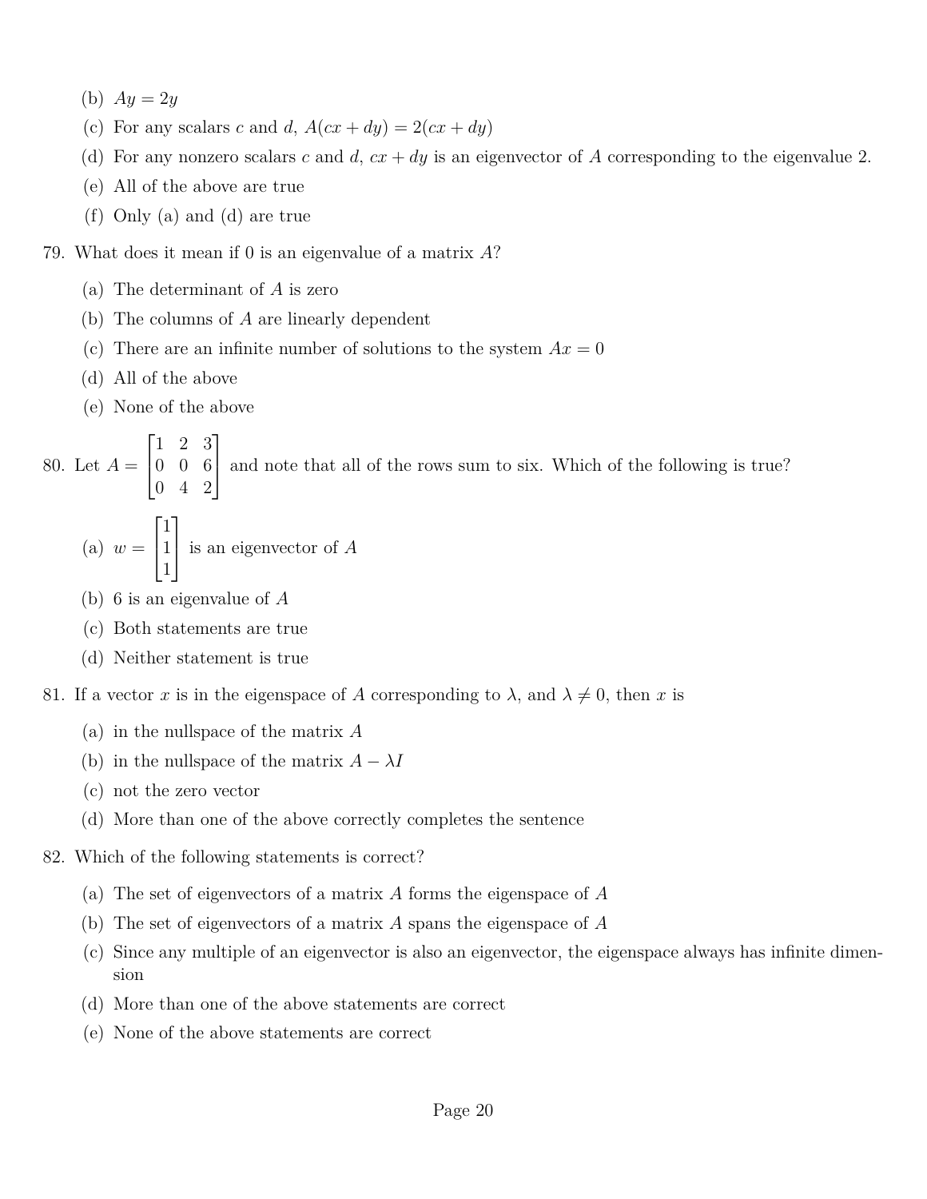(b) $Ay = 2y$

(c) For any scalars $c$ and $d$, $A(cx + dy) = 2(cx + dy)$

(d) For any nonzero scalars $c$ and $d$, $cx + dy$ is an eigenvector of $A$ corresponding to the eigenvalue 2.

(e) All of the above are true

(f) Only (a) and (d) are true

79. What does it mean if 0 is an eigenvalue of a matrix $A$?

    (a) The determinant of $A$ is zero

    (b) The columns of $A$ are linearly dependent

    (c) There are an infinite number of solutions to the system $Ax = 0$

    (d) All of the above

    (e) None of the above

80. Let $A = \begin{bmatrix} 1 & 2 & 3 \\ 0 & 0 & 6 \\ 0 & 4 & 2 \end{bmatrix}$ and note that all of the rows sum to six. Which of the following is true?

    (a) $w = \begin{bmatrix} 1 \\ 1 \\ 1 \end{bmatrix}$ is an eigenvector of $A$

    (b) 6 is an eigenvalue of $A$

    (c) Both statements are true

    (d) Neither statement is true

81. If a vector $x$ is in the eigenspace of $A$ corresponding to $\lambda$, and $\lambda \neq 0$, then $x$ is

    (a) in the nullspace of the matrix $A$

    (b) in the nullspace of the matrix $A - \lambda I$

    (c) not the zero vector

    (d) More than one of the above correctly completes the sentence

82. Which of the following statements is correct?

    (a) The set of eigenvectors of a matrix $A$ forms the eigenspace of $A$

    (b) The set of eigenvectors of a matrix $A$ spans the eigenspace of $A$

    (c) Since any multiple of an eigenvector is also an eigenvector, the eigenspace always has infinite dimension

    (d) More than one of the above statements are correct

    (e) None of the above statements are correct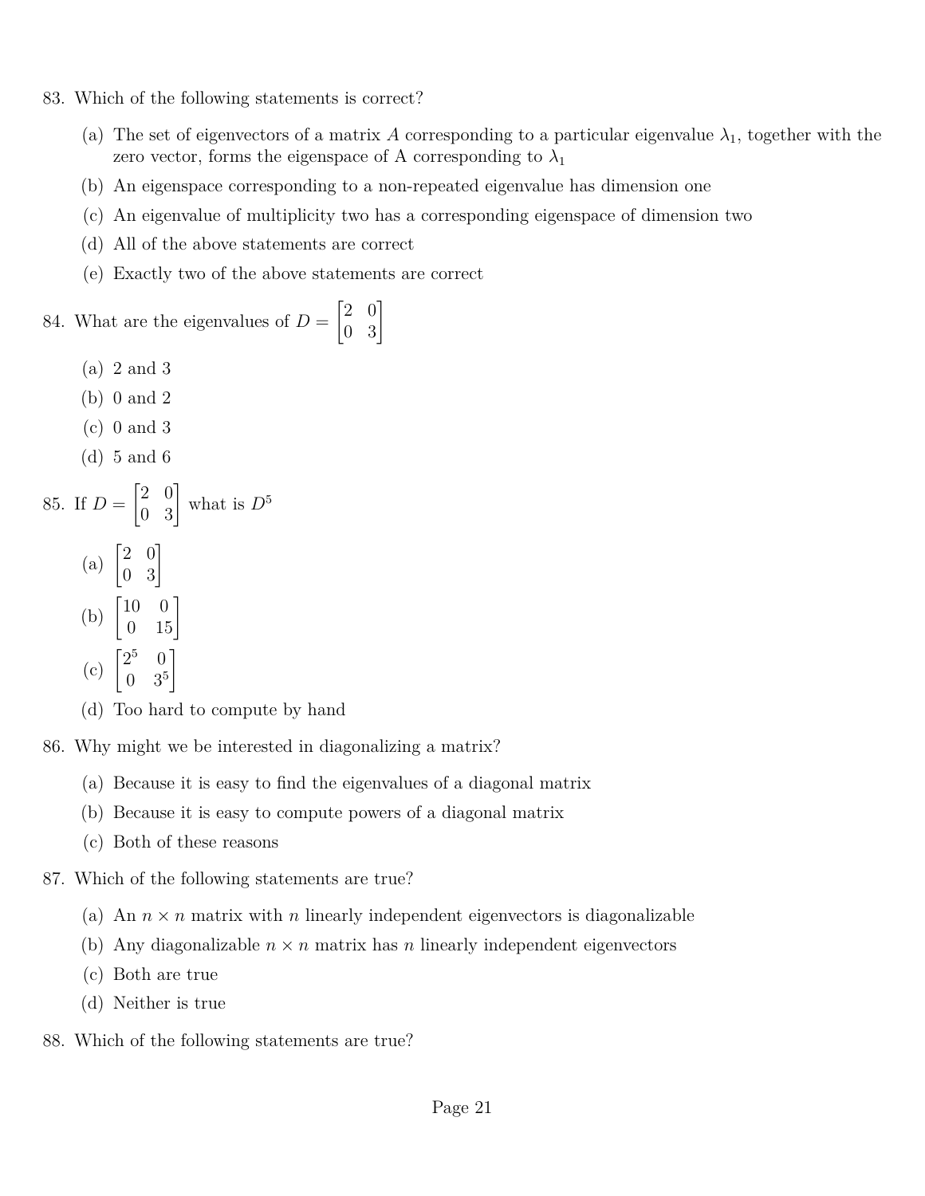83. Which of the following statements is correct?

    (a) The set of eigenvectors of a matrix $A$ corresponding to a particular eigenvalue $\lambda_1$, together with the zero vector, forms the eigenspace of A corresponding to $\lambda_1$

    (b) An eigenspace corresponding to a non-repeated eigenvalue has dimension one

    (c) An eigenvalue of multiplicity two has a corresponding eigenspace of dimension two

    (d) All of the above statements are correct

    (e) Exactly two of the above statements are correct

84. What are the eigenvalues of $D = \begin{bmatrix} 2 & 0 \\ 0 & 3 \end{bmatrix}$

    (a) 2 and 3

    (b) 0 and 2

    (c) 0 and 3

    (d) 5 and 6

85. If $D = \begin{bmatrix} 2 & 0 \\ 0 & 3 \end{bmatrix}$ what is $D^5$

    (a) $\begin{bmatrix} 2 & 0 \\ 0 & 3 \end{bmatrix}$

    (b) $\begin{bmatrix} 10 & 0 \\ 0 & 15 \end{bmatrix}$

    (c) $\begin{bmatrix} 2^5 & 0 \\ 0 & 3^5 \end{bmatrix}$

    (d) Too hard to compute by hand

86. Why might we be interested in diagonalizing a matrix?

    (a) Because it is easy to find the eigenvalues of a diagonal matrix

    (b) Because it is easy to compute powers of a diagonal matrix

    (c) Both of these reasons

87. Which of the following statements are true?

    (a) An $n \times n$ matrix with $n$ linearly independent eigenvectors is diagonalizable

    (b) Any diagonalizable $n \times n$ matrix has $n$ linearly independent eigenvectors

    (c) Both are true

    (d) Neither is true

88. Which of the following statements are true?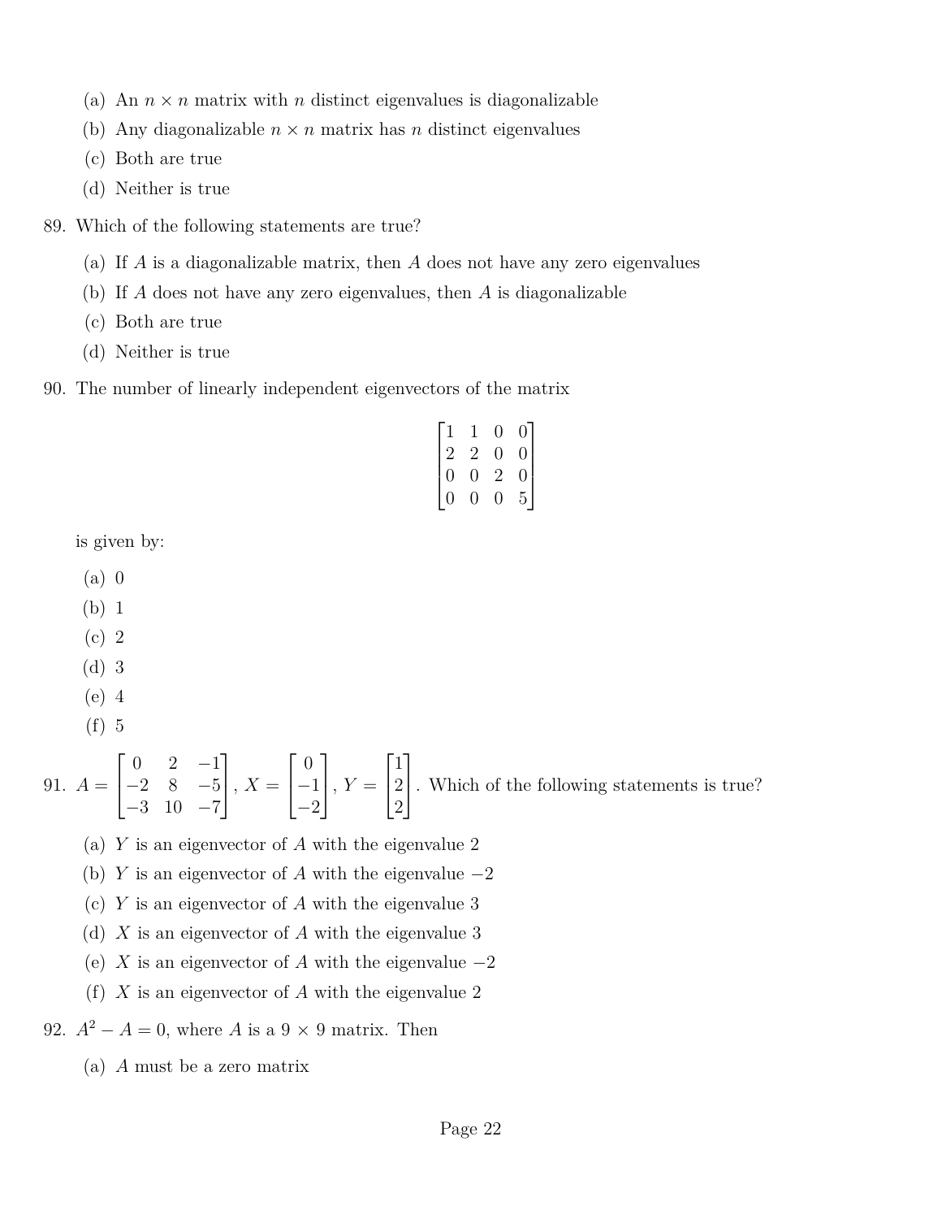(a) An $n \times n$ matrix with $n$ distinct eigenvalues is diagonalizable

(b) Any diagonalizable $n \times n$ matrix has $n$ distinct eigenvalues

(c) Both are true

(d) Neither is true

89. Which of the following statements are true?

(a) If $A$ is a diagonalizable matrix, then $A$ does not have any zero eigenvalues

(b) If $A$ does not have any zero eigenvalues, then $A$ is diagonalizable

(c) Both are true

(d) Neither is true

90. The number of linearly independent eigenvectors of the matrix

$$\begin{bmatrix} 1 & 1 & 0 & 0 \\ 2 & 2 & 0 & 0 \\ 0 & 0 & 2 & 0 \\ 0 & 0 & 0 & 5 \end{bmatrix}$$

is given by:

(a) 0

(b) 1

(c) 2

(d) 3

(e) 4

(f) 5

91. $A = \begin{bmatrix} 0 & 2 & -1 \\ -2 & 8 & -5 \\ -3 & 10 & -7 \end{bmatrix}$, $X = \begin{bmatrix} 0 \\ -1 \\ -2 \end{bmatrix}$, $Y = \begin{bmatrix} 1 \\ 2 \\ 2 \end{bmatrix}$. Which of the following statements is true?

(a) $Y$ is an eigenvector of $A$ with the eigenvalue 2

(b) $Y$ is an eigenvector of $A$ with the eigenvalue $-2$

(c) $Y$ is an eigenvector of $A$ with the eigenvalue 3

(d) $X$ is an eigenvector of $A$ with the eigenvalue 3

(e) $X$ is an eigenvector of $A$ with the eigenvalue $-2$

(f) $X$ is an eigenvector of $A$ with the eigenvalue 2

92. $A^2 - A = 0$, where $A$ is a $9 \times 9$ matrix. Then

(a) $A$ must be a zero matrix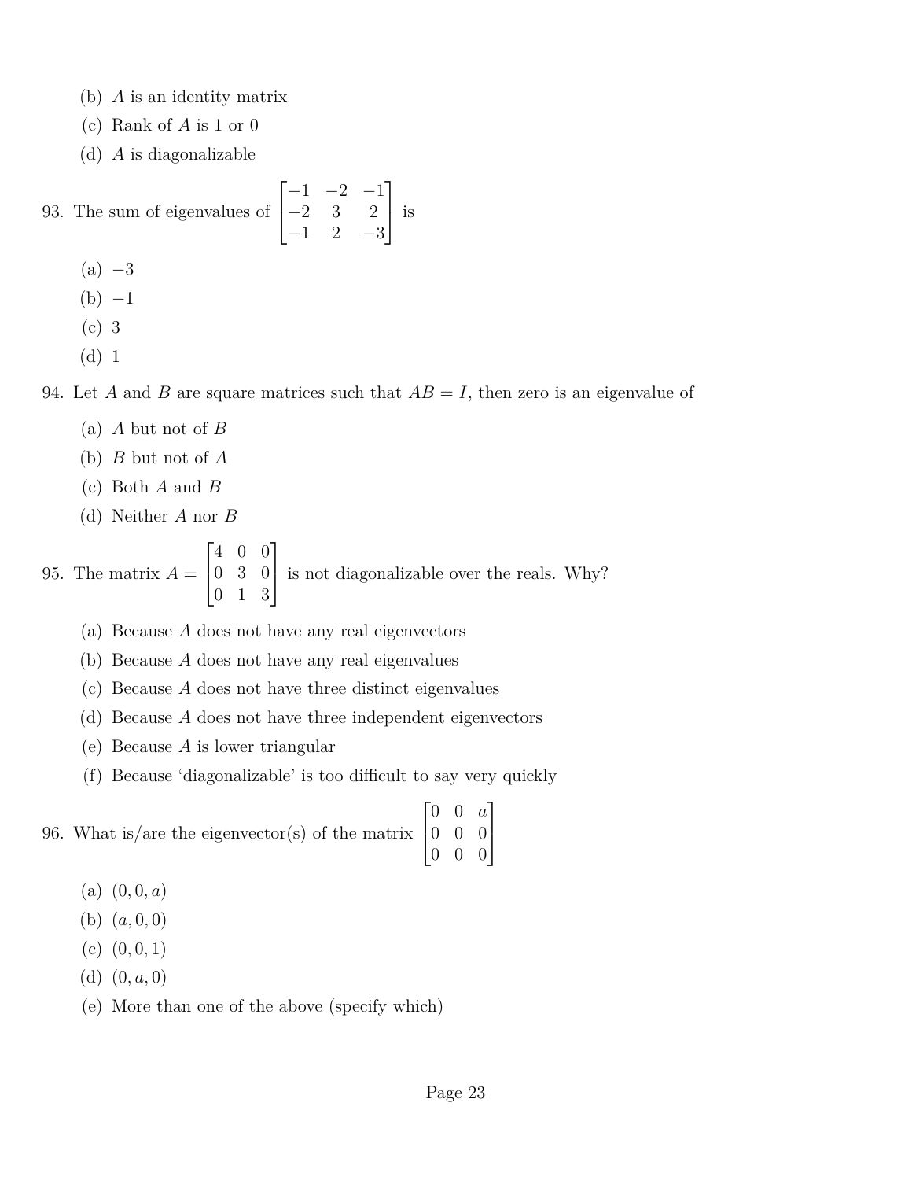(b) $A$ is an identity matrix

(c) Rank of $A$ is 1 or 0

(d) $A$ is diagonalizable

93. The sum of eigenvalues of $\begin{bmatrix} -1 & -2 & -1 \\ -2 & 3 & 2 \\ -1 & 2 & -3 \end{bmatrix}$ is

(a) $-3$

(b) $-1$

(c) 3

(d) 1

94. Let $A$ and $B$ are square matrices such that $AB = I$, then zero is an eigenvalue of

(a) $A$ but not of $B$

(b) $B$ but not of $A$

(c) Both $A$ and $B$

(d) Neither $A$ nor $B$

95. The matrix $A = \begin{bmatrix} 4 & 0 & 0 \\ 0 & 3 & 0 \\ 0 & 1 & 3 \end{bmatrix}$ is not diagonalizable over the reals. Why?

(a) Because $A$ does not have any real eigenvectors

(b) Because $A$ does not have any real eigenvalues

(c) Because $A$ does not have three distinct eigenvalues

(d) Because $A$ does not have three independent eigenvectors

(e) Because $A$ is lower triangular

(f) Because 'diagonalizable' is too difficult to say very quickly

96. What is/are the eigenvector(s) of the matrix $\begin{bmatrix} 0 & 0 & a \\ 0 & 0 & 0 \\ 0 & 0 & 0 \end{bmatrix}$

(a) $(0, 0, a)$

(b) $(a, 0, 0)$

(c) $(0, 0, 1)$

(d) $(0, a, 0)$

(e) More than one of the above (specify which)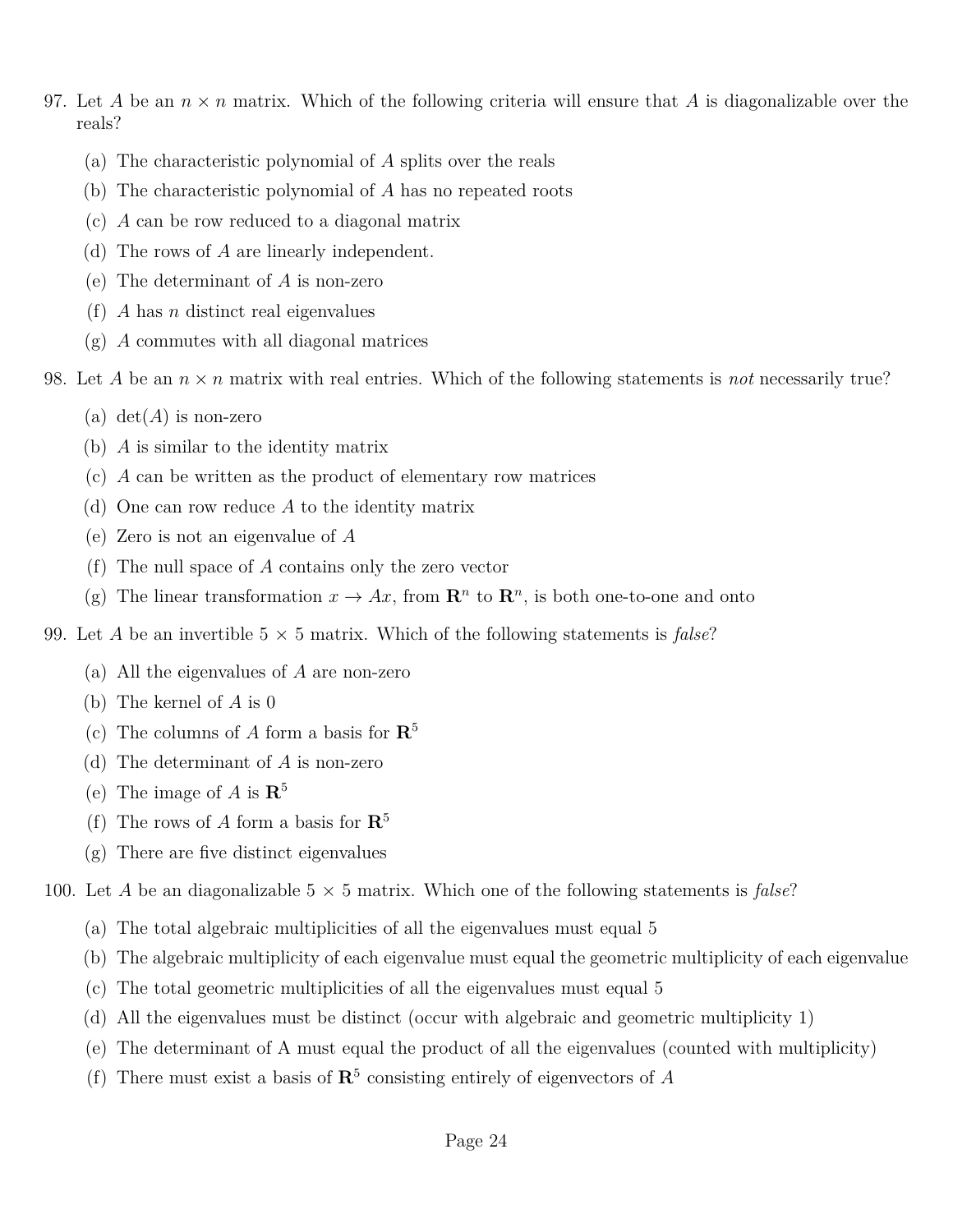97. Let $A$ be an $n \times n$ matrix. Which of the following criteria will ensure that $A$ is diagonalizable over the reals?

    (a) The characteristic polynomial of $A$ splits over the reals
    (b) The characteristic polynomial of $A$ has no repeated roots
    (c) $A$ can be row reduced to a diagonal matrix
    (d) The rows of $A$ are linearly independent.
    (e) The determinant of $A$ is non-zero
    (f) $A$ has $n$ distinct real eigenvalues
    (g) $A$ commutes with all diagonal matrices

98. Let $A$ be an $n \times n$ matrix with real entries. Which of the following statements is *not* necessarily true?

    (a) $\det(A)$ is non-zero
    (b) $A$ is similar to the identity matrix
    (c) $A$ can be written as the product of elementary row matrices
    (d) One can row reduce $A$ to the identity matrix
    (e) Zero is not an eigenvalue of $A$
    (f) The null space of $A$ contains only the zero vector
    (g) The linear transformation $x \to Ax$, from $\mathbf{R}^n$ to $\mathbf{R}^n$, is both one-to-one and onto

99. Let $A$ be an invertible $5 \times 5$ matrix. Which of the following statements is *false*?

    (a) All the eigenvalues of $A$ are non-zero
    (b) The kernel of $A$ is 0
    (c) The columns of $A$ form a basis for $\mathbf{R}^5$
    (d) The determinant of $A$ is non-zero
    (e) The image of $A$ is $\mathbf{R}^5$
    (f) The rows of $A$ form a basis for $\mathbf{R}^5$
    (g) There are five distinct eigenvalues

100. Let $A$ be an diagonalizable $5 \times 5$ matrix. Which one of the following statements is *false*?

    (a) The total algebraic multiplicities of all the eigenvalues must equal 5
    (b) The algebraic multiplicity of each eigenvalue must equal the geometric multiplicity of each eigenvalue
    (c) The total geometric multiplicities of all the eigenvalues must equal 5
    (d) All the eigenvalues must be distinct (occur with algebraic and geometric multiplicity 1)
    (e) The determinant of A must equal the product of all the eigenvalues (counted with multiplicity)
    (f) There must exist a basis of $\mathbf{R}^5$ consisting entirely of eigenvectors of $A$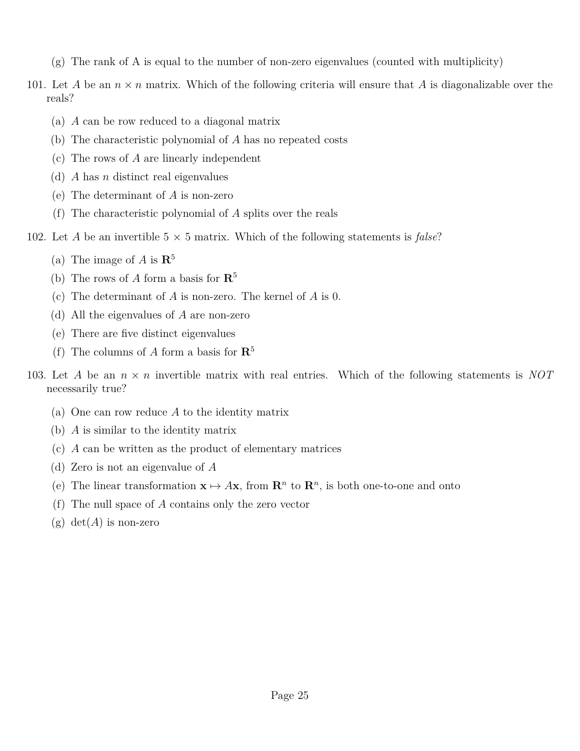(g) The rank of A is equal to the number of non-zero eigenvalues (counted with multiplicity)

101. Let $A$ be an $n \times n$ matrix. Which of the following criteria will ensure that $A$ is diagonalizable over the reals?

 (a) $A$ can be row reduced to a diagonal matrix
 (b) The characteristic polynomial of $A$ has no repeated costs
 (c) The rows of $A$ are linearly independent
 (d) $A$ has $n$ distinct real eigenvalues
 (e) The determinant of $A$ is non-zero
 (f) The characteristic polynomial of $A$ splits over the reals

102. Let $A$ be an invertible $5 \times 5$ matrix. Which of the following statements is *false*?

 (a) The image of $A$ is $\mathbf{R}^5$
 (b) The rows of $A$ form a basis for $\mathbf{R}^5$
 (c) The determinant of $A$ is non-zero. The kernel of $A$ is 0.
 (d) All the eigenvalues of $A$ are non-zero
 (e) There are five distinct eigenvalues
 (f) The columns of $A$ form a basis for $\mathbf{R}^5$

103. Let $A$ be an $n \times n$ invertible matrix with real entries. Which of the following statements is *NOT* necessarily true?

 (a) One can row reduce $A$ to the identity matrix
 (b) $A$ is similar to the identity matrix
 (c) $A$ can be written as the product of elementary matrices
 (d) Zero is not an eigenvalue of $A$
 (e) The linear transformation $\mathbf{x} \mapsto A\mathbf{x}$, from $\mathbf{R}^n$ to $\mathbf{R}^n$, is both one-to-one and onto
 (f) The null space of $A$ contains only the zero vector
 (g) $\det(A)$ is non-zero